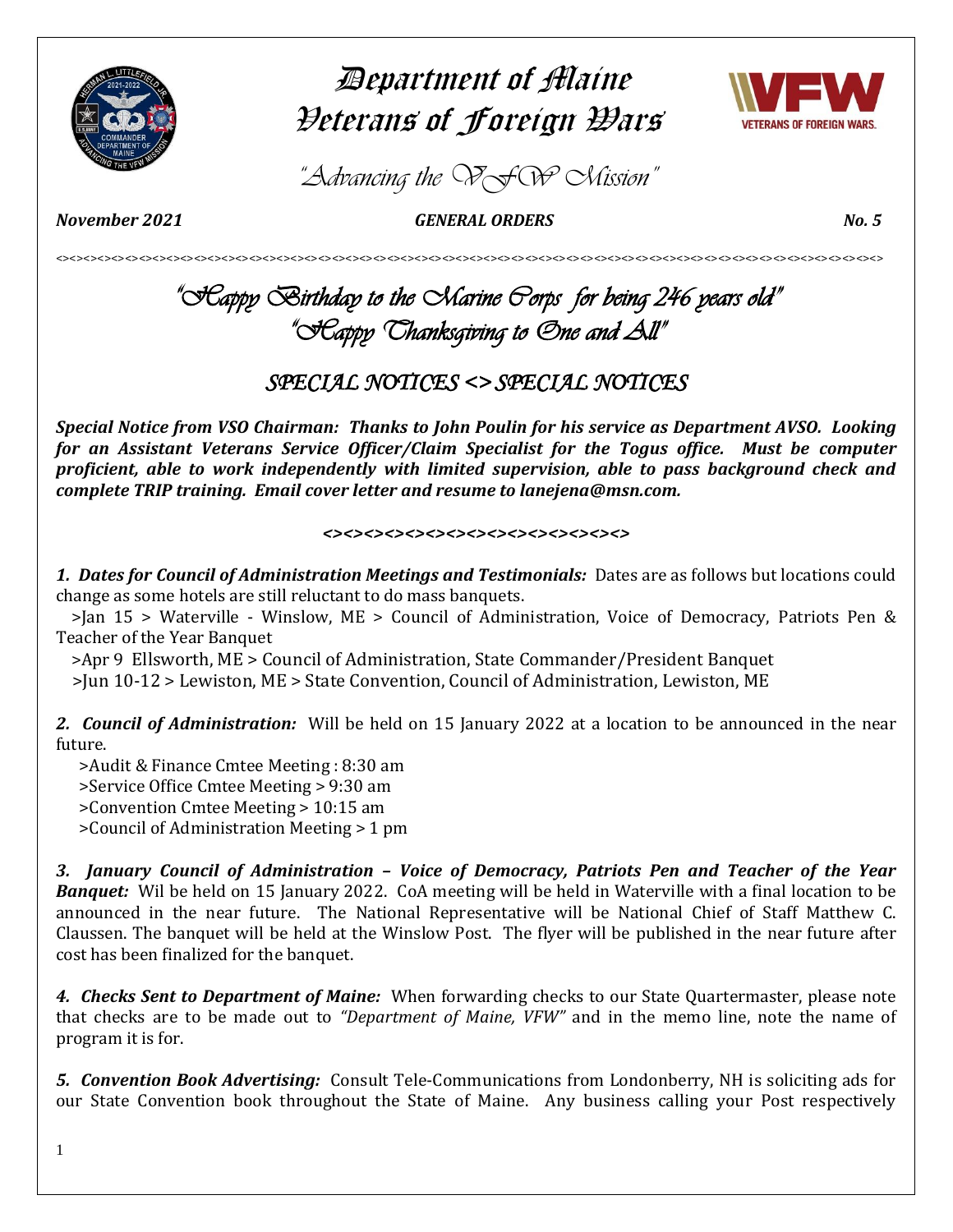# Department of Maine Veterans of Foreign Wars

*"Advancing the VFW Mission"*

***November 2021*** ***GENERAL ORDERS*** ***No. 5***

<><><><><><><><><><><><><><><><><><><><><><><><><><><><><><><><><><><><><><><><><><><><><><><><><><><><><><><><><><><>

## *"Happy Birthday to the Marine Corps for being 246 years old"*
## *"Happy Thanksgiving to One and All"*

## *SPECIAL NOTICES <> SPECIAL NOTICES*

***Special Notice from VSO Chairman: Thanks to John Poulin for his service as Department AVSO. Looking for an Assistant Veterans Service Officer/Claim Specialist for the Togus office. Must be computer proficient, able to work independently with limited supervision, able to pass background check and complete TRIP training. Email cover letter and resume to lanejena@msn.com.***

***<><><><><><><><><><><><><><><><><><><><>***

***1. Dates for Council of Administration Meetings and Testimonials:*** Dates are as follows but locations could change as some hotels are still reluctant to do mass banquets.

>Jan 15 > Waterville - Winslow, ME > Council of Administration, Voice of Democracy, Patriots Pen & Teacher of the Year Banquet

>Apr 9 Ellsworth, ME > Council of Administration, State Commander/President Banquet

>Jun 10-12 > Lewiston, ME > State Convention, Council of Administration, Lewiston, ME

***2. Council of Administration:*** Will be held on 15 January 2022 at a location to be announced in the near future.

>Audit & Finance Cmtee Meeting : 8:30 am

>Service Office Cmtee Meeting > 9:30 am

>Convention Cmtee Meeting > 10:15 am

>Council of Administration Meeting > 1 pm

***3. January Council of Administration – Voice of Democracy, Patriots Pen and Teacher of the Year Banquet:*** Wil be held on 15 January 2022. CoA meeting will be held in Waterville with a final location to be announced in the near future. The National Representative will be National Chief of Staff Matthew C. Claussen. The banquet will be held at the Winslow Post. The flyer will be published in the near future after cost has been finalized for the banquet.

***4. Checks Sent to Department of Maine:*** When forwarding checks to our State Quartermaster, please note that checks are to be made out to *"Department of Maine, VFW"* and in the memo line, note the name of program it is for.

***5. Convention Book Advertising:*** Consult Tele-Communications from Londonberry, NH is soliciting ads for our State Convention book throughout the State of Maine. Any business calling your Post respectively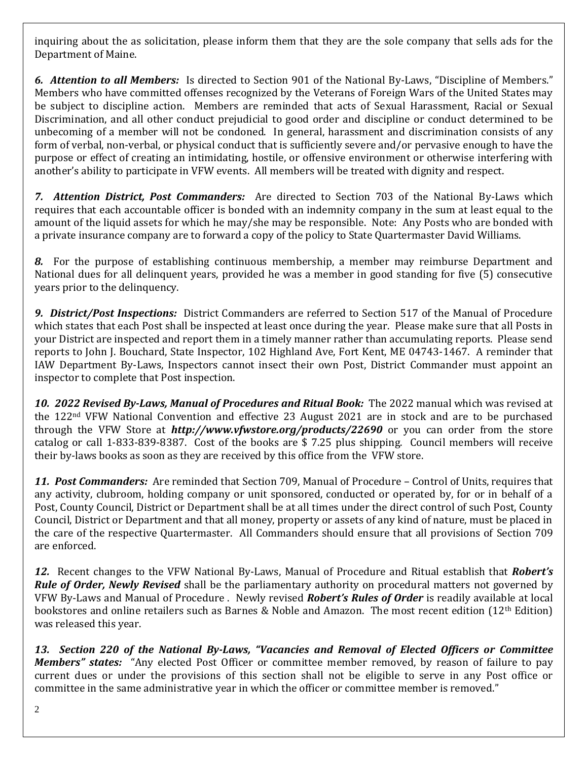inquiring about the as solicitation, please inform them that they are the sole company that sells ads for the Department of Maine.

***6. Attention to all Members:*** Is directed to Section 901 of the National By-Laws, "Discipline of Members." Members who have committed offenses recognized by the Veterans of Foreign Wars of the United States may be subject to discipline action. Members are reminded that acts of Sexual Harassment, Racial or Sexual Discrimination, and all other conduct prejudicial to good order and discipline or conduct determined to be unbecoming of a member will not be condoned. In general, harassment and discrimination consists of any form of verbal, non-verbal, or physical conduct that is sufficiently severe and/or pervasive enough to have the purpose or effect of creating an intimidating, hostile, or offensive environment or otherwise interfering with another's ability to participate in VFW events. All members will be treated with dignity and respect.

***7. Attention District, Post Commanders:*** Are directed to Section 703 of the National By-Laws which requires that each accountable officer is bonded with an indemnity company in the sum at least equal to the amount of the liquid assets for which he may/she may be responsible. Note: Any Posts who are bonded with a private insurance company are to forward a copy of the policy to State Quartermaster David Williams.

***8.*** For the purpose of establishing continuous membership, a member may reimburse Department and National dues for all delinquent years, provided he was a member in good standing for five (5) consecutive years prior to the delinquency.

***9. District/Post Inspections:*** District Commanders are referred to Section 517 of the Manual of Procedure which states that each Post shall be inspected at least once during the year. Please make sure that all Posts in your District are inspected and report them in a timely manner rather than accumulating reports. Please send reports to John J. Bouchard, State Inspector, 102 Highland Ave, Fort Kent, ME 04743-1467. A reminder that IAW Department By-Laws, Inspectors cannot insect their own Post, District Commander must appoint an inspector to complete that Post inspection.

***10. 2022 Revised By-Laws, Manual of Procedures and Ritual Book:*** The 2022 manual which was revised at the 122nd VFW National Convention and effective 23 August 2021 are in stock and are to be purchased through the VFW Store at ***http://www.vfwstore.org/products/22690*** or you can order from the store catalog or call 1-833-839-8387. Cost of the books are $ 7.25 plus shipping. Council members will receive their by-laws books as soon as they are received by this office from the VFW store.

***11. Post Commanders:*** Are reminded that Section 709, Manual of Procedure – Control of Units, requires that any activity, clubroom, holding company or unit sponsored, conducted or operated by, for or in behalf of a Post, County Council, District or Department shall be at all times under the direct control of such Post, County Council, District or Department and that all money, property or assets of any kind of nature, must be placed in the care of the respective Quartermaster. All Commanders should ensure that all provisions of Section 709 are enforced.

***12.*** Recent changes to the VFW National By-Laws, Manual of Procedure and Ritual establish that ***Robert's Rule of Order, Newly Revised*** shall be the parliamentary authority on procedural matters not governed by VFW By-Laws and Manual of Procedure . Newly revised ***Robert's Rules of Order*** is readily available at local bookstores and online retailers such as Barnes & Noble and Amazon. The most recent edition (12th Edition) was released this year.

***13. Section 220 of the National By-Laws, "Vacancies and Removal of Elected Officers or Committee Members" states:*** "Any elected Post Officer or committee member removed, by reason of failure to pay current dues or under the provisions of this section shall not be eligible to serve in any Post office or committee in the same administrative year in which the officer or committee member is removed."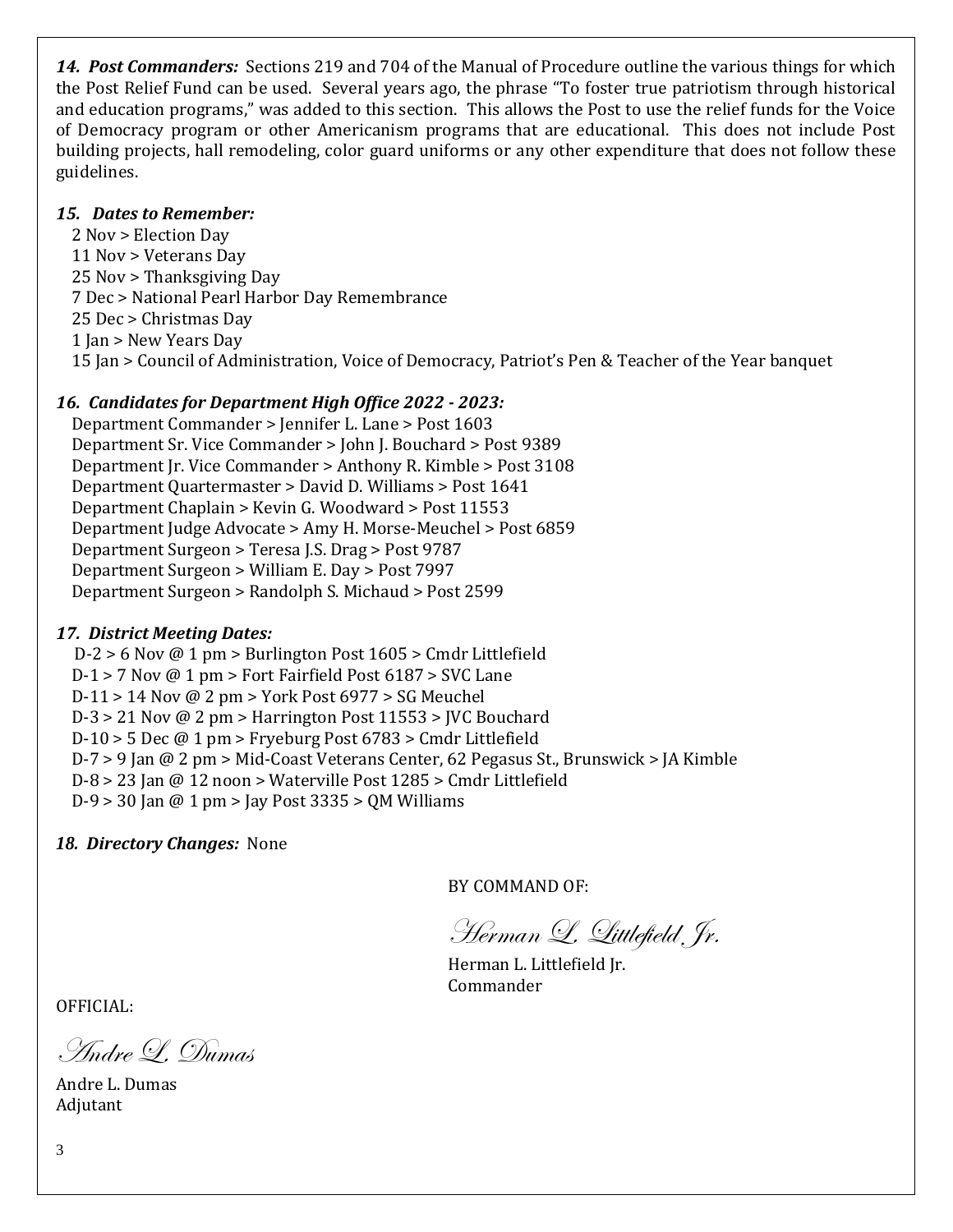***14. Post Commanders:*** Sections 219 and 704 of the Manual of Procedure outline the various things for which the Post Relief Fund can be used. Several years ago, the phrase "To foster true patriotism through historical and education programs," was added to this section. This allows the Post to use the relief funds for the Voice of Democracy program or other Americanism programs that are educational. This does not include Post building projects, hall remodeling, color guard uniforms or any other expenditure that does not follow these guidelines.

***15. Dates to Remember:***

2 Nov > Election Day
11 Nov > Veterans Day
25 Nov > Thanksgiving Day
7 Dec > National Pearl Harbor Day Remembrance
25 Dec > Christmas Day
1 Jan > New Years Day
15 Jan > Council of Administration, Voice of Democracy, Patriot's Pen & Teacher of the Year banquet

***16. Candidates for Department High Office 2022 - 2023:***

Department Commander > Jennifer L. Lane > Post 1603
Department Sr. Vice Commander > John J. Bouchard > Post 9389
Department Jr. Vice Commander > Anthony R. Kimble > Post 3108
Department Quartermaster > David D. Williams > Post 1641
Department Chaplain > Kevin G. Woodward > Post 11553
Department Judge Advocate > Amy H. Morse-Meuchel > Post 6859
Department Surgeon > Teresa J.S. Drag > Post 9787
Department Surgeon > William E. Day > Post 7997
Department Surgeon > Randolph S. Michaud > Post 2599

***17. District Meeting Dates:***

D-2 > 6 Nov @ 1 pm > Burlington Post 1605 > Cmdr Littlefield
D-1 > 7 Nov @ 1 pm > Fort Fairfield Post 6187 > SVC Lane
D-11 > 14 Nov @ 2 pm > York Post 6977 > SG Meuchel
D-3 > 21 Nov @ 2 pm > Harrington Post 11553 > JVC Bouchard
D-10 > 5 Dec @ 1 pm > Fryeburg Post 6783 > Cmdr Littlefield
D-7 > 9 Jan @ 2 pm > Mid-Coast Veterans Center, 62 Pegasus St., Brunswick > JA Kimble
D-8 > 23 Jan @ 12 noon > Waterville Post 1285 > Cmdr Littlefield
D-9 > 30 Jan @ 1 pm > Jay Post 3335 > QM Williams

***18. Directory Changes:*** None

BY COMMAND OF:

*Herman L. Littlefield Jr.*

Herman L. Littlefield Jr.
Commander

OFFICIAL:

*Andre L. Dumas*

Andre L. Dumas
Adjutant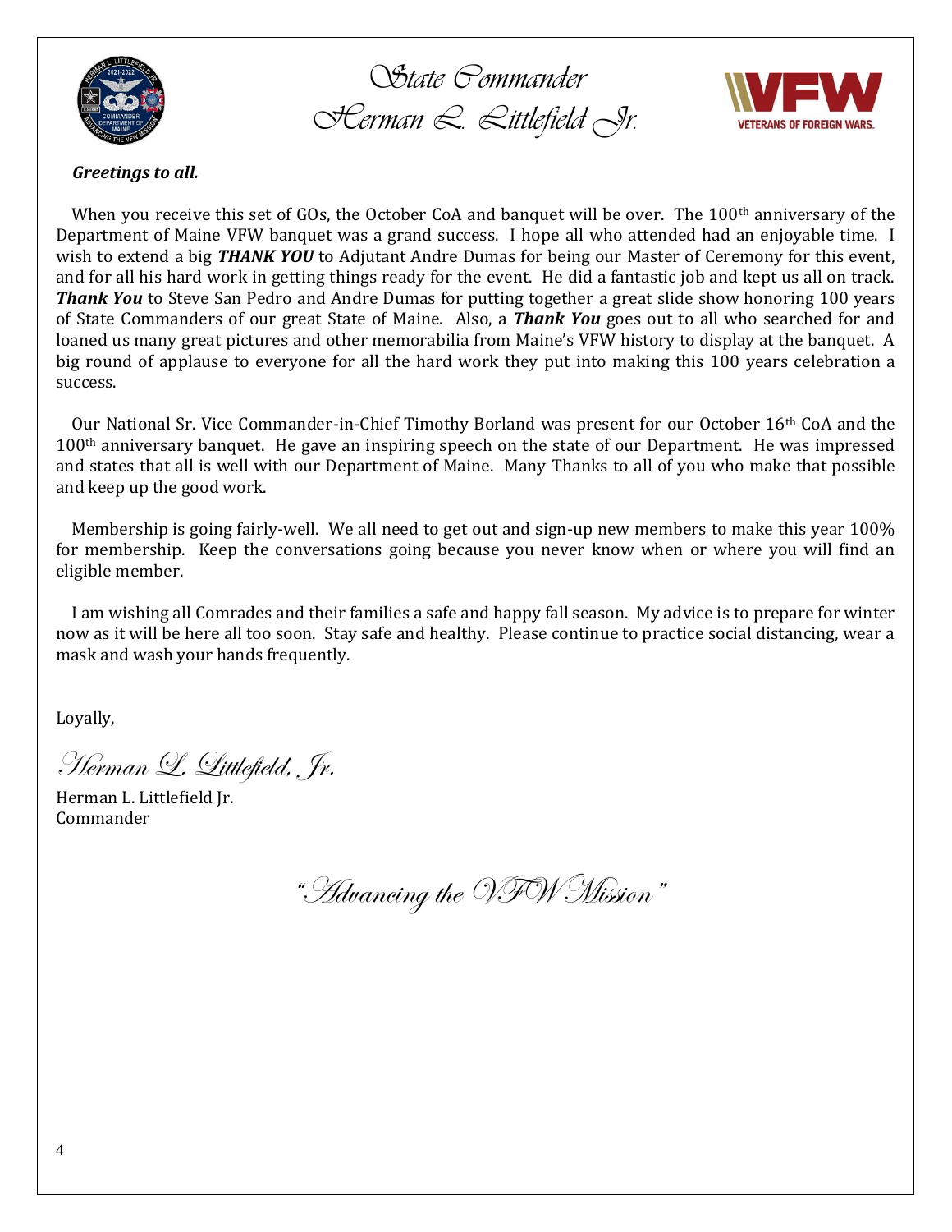# State Commander
# Herman L. Littlefield Jr.

***Greetings to all.***

When you receive this set of GOs, the October CoA and banquet will be over. The 100th anniversary of the Department of Maine VFW banquet was a grand success. I hope all who attended had an enjoyable time. I wish to extend a big ***THANK YOU*** to Adjutant Andre Dumas for being our Master of Ceremony for this event, and for all his hard work in getting things ready for the event. He did a fantastic job and kept us all on track. ***Thank You*** to Steve San Pedro and Andre Dumas for putting together a great slide show honoring 100 years of State Commanders of our great State of Maine. Also, a ***Thank You*** goes out to all who searched for and loaned us many great pictures and other memorabilia from Maine's VFW history to display at the banquet. A big round of applause to everyone for all the hard work they put into making this 100 years celebration a success.

Our National Sr. Vice Commander-in-Chief Timothy Borland was present for our October 16th CoA and the 100th anniversary banquet. He gave an inspiring speech on the state of our Department. He was impressed and states that all is well with our Department of Maine. Many Thanks to all of you who make that possible and keep up the good work.

Membership is going fairly-well. We all need to get out and sign-up new members to make this year 100% for membership. Keep the conversations going because you never know when or where you will find an eligible member.

I am wishing all Comrades and their families a safe and happy fall season. My advice is to prepare for winter now as it will be here all too soon. Stay safe and healthy. Please continue to practice social distancing, wear a mask and wash your hands frequently.

Loyally,

*Herman L. Littlefield, Jr.*

Herman L. Littlefield Jr.
Commander

*"Advancing the VFW Mission"*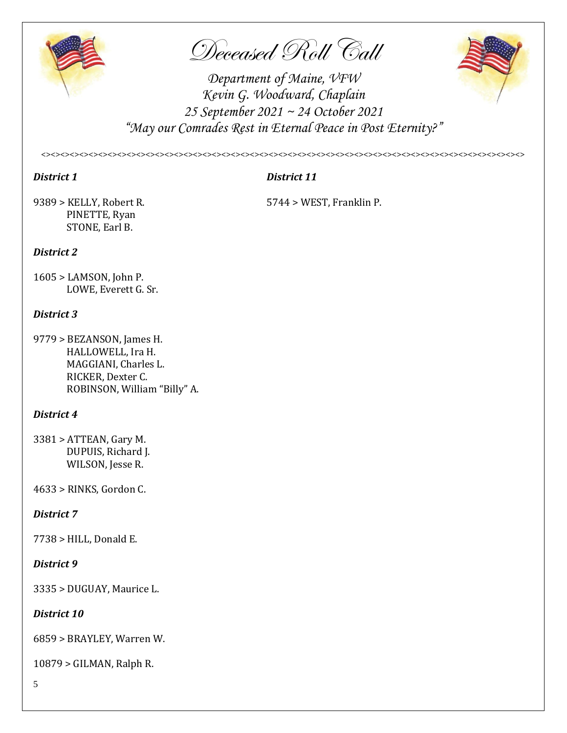# Deceased Roll Call

*Department of Maine, VFW*
*Kevin G. Woodward, Chaplain*
*25 September 2021 ~ 24 October 2021*
*"May our Comrades Rest in Eternal Peace in Post Eternity?"*

<><><><><><><><><><><><><><><><><><><><><><><><><><><><><><><><><><><><><><><><><><><><><><><><>

***District 1***

9389 > KELLY, Robert R.
PINETTE, Ryan
STONE, Earl B.

***District 2***

1605 > LAMSON, John P.
LOWE, Everett G. Sr.

***District 3***

9779 > BEZANSON, James H.
HALLOWELL, Ira H.
MAGGIANI, Charles L.
RICKER, Dexter C.
ROBINSON, William "Billy" A.

***District 4***

3381 > ATTEAN, Gary M.
DUPUIS, Richard J.
WILSON, Jesse R.

4633 > RINKS, Gordon C.

***District 7***

7738 > HILL, Donald E.

***District 9***

3335 > DUGUAY, Maurice L.

***District 10***

6859 > BRAYLEY, Warren W.

10879 > GILMAN, Ralph R.

***District 11***

5744 > WEST, Franklin P.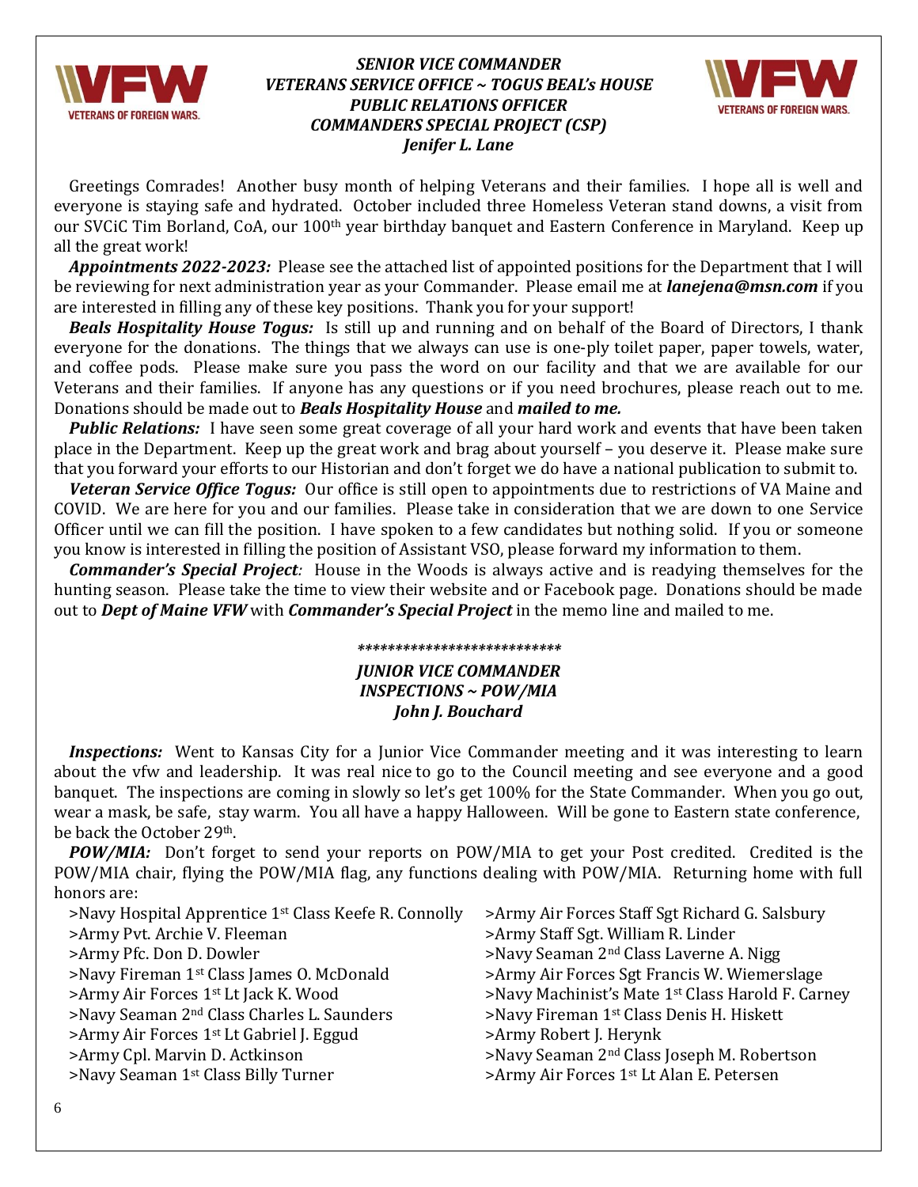### *SENIOR VICE COMMANDER*
### *VETERANS SERVICE OFFICE ~ TOGUS BEAL's HOUSE*
### *PUBLIC RELATIONS OFFICER*
### *COMMANDERS SPECIAL PROJECT (CSP)*
### *Jenifer L. Lane*

Greetings Comrades! Another busy month of helping Veterans and their families. I hope all is well and everyone is staying safe and hydrated. October included three Homeless Veteran stand downs, a visit from our SVCiC Tim Borland, CoA, our 100th year birthday banquet and Eastern Conference in Maryland. Keep up all the great work!

***Appointments 2022-2023:*** Please see the attached list of appointed positions for the Department that I will be reviewing for next administration year as your Commander. Please email me at ***lanejena@msn.com*** if you are interested in filling any of these key positions. Thank you for your support!

***Beals Hospitality House Togus:*** Is still up and running and on behalf of the Board of Directors, I thank everyone for the donations. The things that we always can use is one-ply toilet paper, paper towels, water, and coffee pods. Please make sure you pass the word on our facility and that we are available for our Veterans and their families. If anyone has any questions or if you need brochures, please reach out to me. Donations should be made out to ***Beals Hospitality House*** and ***mailed to me.***

***Public Relations:*** I have seen some great coverage of all your hard work and events that have been taken place in the Department. Keep up the great work and brag about yourself – you deserve it. Please make sure that you forward your efforts to our Historian and don't forget we do have a national publication to submit to.

***Veteran Service Office Togus:*** Our office is still open to appointments due to restrictions of VA Maine and COVID. We are here for you and our families. Please take in consideration that we are down to one Service Officer until we can fill the position. I have spoken to a few candidates but nothing solid. If you or someone you know is interested in filling the position of Assistant VSO, please forward my information to them.

***Commander's Special Project:*** House in the Woods is always active and is readying themselves for the hunting season. Please take the time to view their website and or Facebook page. Donations should be made out to ***Dept of Maine VFW*** with ***Commander's Special Project*** in the memo line and mailed to me.

***************************

### *JUNIOR VICE COMMANDER*
### *INSPECTIONS ~ POW/MIA*
### *John J. Bouchard*

***Inspections:*** Went to Kansas City for a Junior Vice Commander meeting and it was interesting to learn about the vfw and leadership. It was real nice to go to the Council meeting and see everyone and a good banquet. The inspections are coming in slowly so let's get 100% for the State Commander. When you go out, wear a mask, be safe, stay warm. You all have a happy Halloween. Will be gone to Eastern state conference, be back the October 29th.

***POW/MIA:*** Don't forget to send your reports on POW/MIA to get your Post credited. Credited is the POW/MIA chair, flying the POW/MIA flag, any functions dealing with POW/MIA. Returning home with full honors are:

>Navy Hospital Apprentice 1st Class Keefe R. Connolly
>Army Pvt. Archie V. Fleeman
>Army Pfc. Don D. Dowler
>Navy Fireman 1st Class James O. McDonald
>Army Air Forces 1st Lt Jack K. Wood
>Navy Seaman 2nd Class Charles L. Saunders
>Army Air Forces 1st Lt Gabriel J. Eggud
>Army Cpl. Marvin D. Actkinson
>Navy Seaman 1st Class Billy Turner
>Army Air Forces Staff Sgt Richard G. Salsbury
>Army Staff Sgt. William R. Linder
>Navy Seaman 2nd Class Laverne A. Nigg
>Army Air Forces Sgt Francis W. Wiemerslage
>Navy Machinist's Mate 1st Class Harold F. Carney
>Navy Fireman 1st Class Denis H. Hiskett
>Army Robert J. Herynk
>Navy Seaman 2nd Class Joseph M. Robertson
>Army Air Forces 1st Lt Alan E. Petersen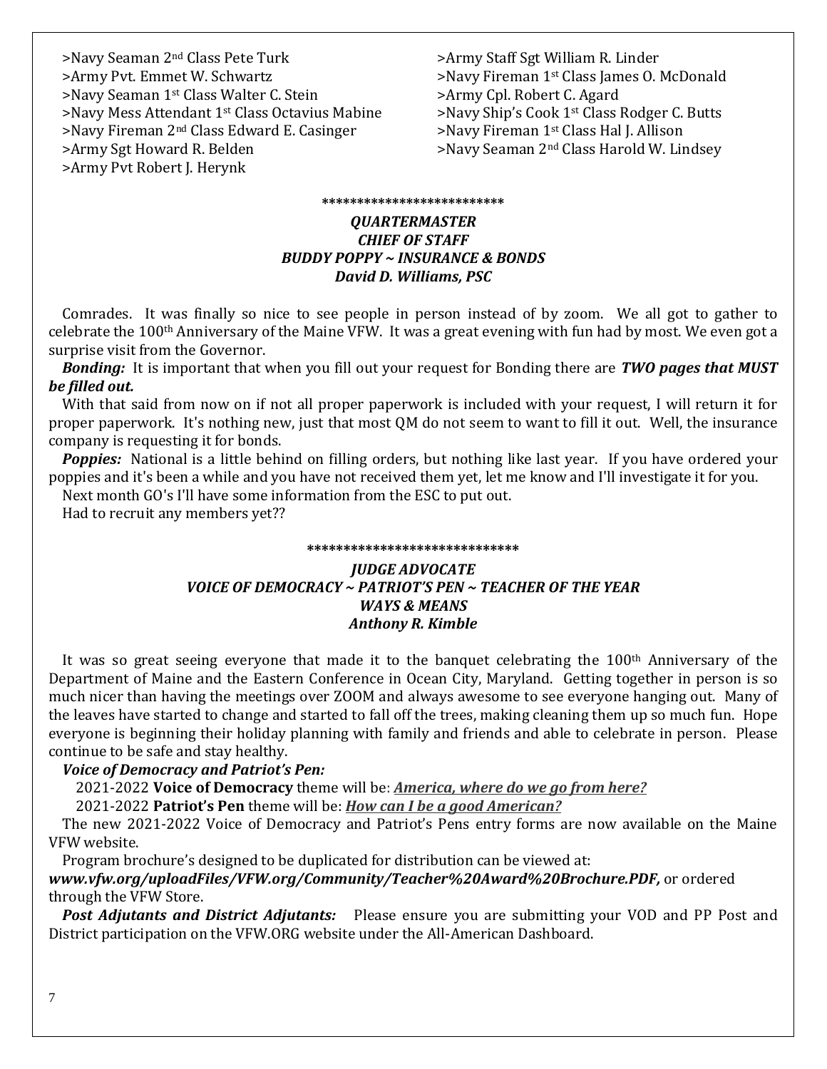>Navy Seaman 2nd Class Pete Turk
>Army Pvt. Emmet W. Schwartz
>Navy Seaman 1st Class Walter C. Stein
>Navy Mess Attendant 1st Class Octavius Mabine
>Navy Fireman 2nd Class Edward E. Casinger
>Army Sgt Howard R. Belden
>Army Pvt Robert J. Herynk
>Army Staff Sgt William R. Linder
>Navy Fireman 1st Class James O. McDonald
>Army Cpl. Robert C. Agard
>Navy Ship's Cook 1st Class Rodger C. Butts
>Navy Fireman 1st Class Hal J. Allison
>Navy Seaman 2nd Class Harold W. Lindsey

*************************

***QUARTERMASTER***
***CHIEF OF STAFF***
***BUDDY POPPY ~ INSURANCE & BONDS***
***David D. Williams, PSC***

Comrades. It was finally so nice to see people in person instead of by zoom. We all got to gather to celebrate the 100th Anniversary of the Maine VFW. It was a great evening with fun had by most. We even got a surprise visit from the Governor.

***Bonding:*** It is important that when you fill out your request for Bonding there are ***TWO pages that MUST be filled out.***

With that said from now on if not all proper paperwork is included with your request, I will return it for proper paperwork. It's nothing new, just that most QM do not seem to want to fill it out. Well, the insurance company is requesting it for bonds.

***Poppies:*** National is a little behind on filling orders, but nothing like last year. If you have ordered your poppies and it's been a while and you have not received them yet, let me know and I'll investigate it for you.

Next month GO's I'll have some information from the ESC to put out.

Had to recruit any members yet??

*****************************

***JUDGE ADVOCATE***
***VOICE OF DEMOCRACY ~ PATRIOT'S PEN ~ TEACHER OF THE YEAR***
***WAYS & MEANS***
***Anthony R. Kimble***

It was so great seeing everyone that made it to the banquet celebrating the 100th Anniversary of the Department of Maine and the Eastern Conference in Ocean City, Maryland. Getting together in person is so much nicer than having the meetings over ZOOM and always awesome to see everyone hanging out. Many of the leaves have started to change and started to fall off the trees, making cleaning them up so much fun. Hope everyone is beginning their holiday planning with family and friends and able to celebrate in person. Please continue to be safe and stay healthy.

***Voice of Democracy and Patriot's Pen:***

2021-2022 **Voice of Democracy** theme will be: ***America, where do we go from here?***

2021-2022 **Patriot's Pen** theme will be: ***How can I be a good American?***

The new 2021-2022 Voice of Democracy and Patriot's Pens entry forms are now available on the Maine VFW website.

Program brochure's designed to be duplicated for distribution can be viewed at: ***www.vfw.org/uploadFiles/VFW.org/Community/Teacher%20Award%20Brochure.PDF,*** or ordered through the VFW Store.

***Post Adjutants and District Adjutants:*** Please ensure you are submitting your VOD and PP Post and District participation on the VFW.ORG website under the All-American Dashboard.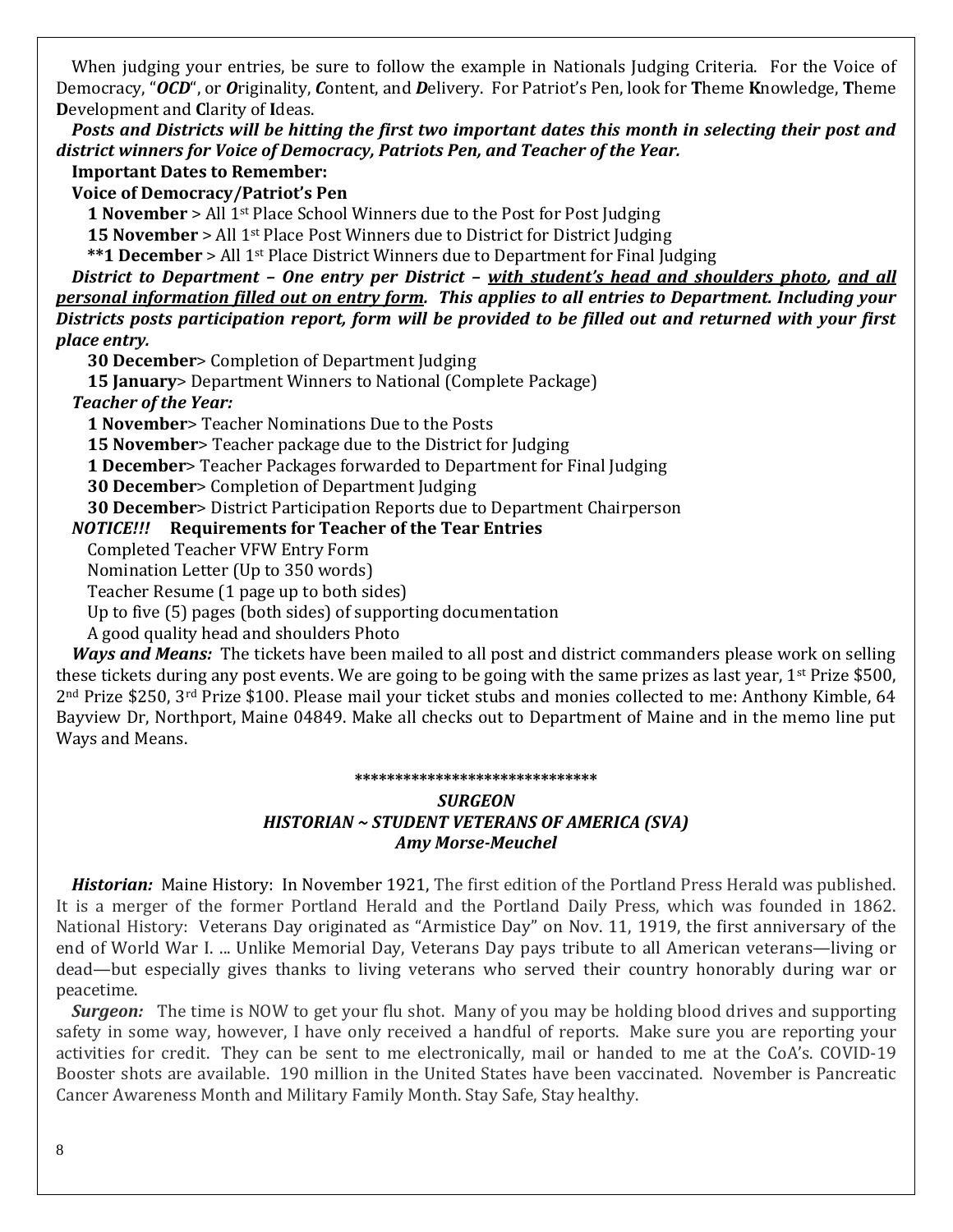When judging your entries, be sure to follow the example in Nationals Judging Criteria. For the Voice of Democracy, "***OCD***", or ***O***riginality, ***C***ontent, and ***D***elivery. For Patriot's Pen, look for **T**heme **K**nowledge, **T**heme **D**evelopment and **C**larity of **I**deas.

***Posts and Districts will be hitting the first two important dates this month in selecting their post and district winners for Voice of Democracy, Patriots Pen, and Teacher of the Year.***

**Important Dates to Remember:**

**Voice of Democracy/Patriot's Pen**

**1 November** > All 1st Place School Winners due to the Post for Post Judging

**15 November** > All 1st Place Post Winners due to District for District Judging

****1 December** > All 1st Place District Winners due to Department for Final Judging

***District to Department – One entry per District – <u>with student's head and shoulders photo</u>, <u>and all personal information filled out on entry form</u>. This applies to all entries to Department. Including your Districts posts participation report, form will be provided to be filled out and returned with your first place entry.***

**30 December**> Completion of Department Judging

**15 January**> Department Winners to National (Complete Package)

***Teacher of the Year:***

**1 November**> Teacher Nominations Due to the Posts

**15 November**> Teacher package due to the District for Judging

**1 December**> Teacher Packages forwarded to Department for Final Judging

**30 December**> Completion of Department Judging

**30 December**> District Participation Reports due to Department Chairperson

***NOTICE!!!*** **Requirements for Teacher of the Tear Entries**

Completed Teacher VFW Entry Form

Nomination Letter (Up to 350 words)

Teacher Resume (1 page up to both sides)

Up to five (5) pages (both sides) of supporting documentation

A good quality head and shoulders Photo

***Ways and Means:*** The tickets have been mailed to all post and district commanders please work on selling these tickets during any post events. We are going to be going with the same prizes as last year, 1st Prize $500, 2nd Prize $250, 3rd Prize $100. Please mail your ticket stubs and monies collected to me: Anthony Kimble, 64 Bayview Dr, Northport, Maine 04849. Make all checks out to Department of Maine and in the memo line put Ways and Means.

******************************

***SURGEON***
***HISTORIAN ~ STUDENT VETERANS OF AMERICA (SVA)***
***Amy Morse-Meuchel***

***Historian:*** Maine History: In November 1921, The first edition of the Portland Press Herald was published. It is a merger of the former Portland Herald and the Portland Daily Press, which was founded in 1862. National History: Veterans Day originated as "Armistice Day" on Nov. 11, 1919, the first anniversary of the end of World War I. ... Unlike Memorial Day, Veterans Day pays tribute to all American veterans—living or dead—but especially gives thanks to living veterans who served their country honorably during war or peacetime.

***Surgeon:*** The time is NOW to get your flu shot. Many of you may be holding blood drives and supporting safety in some way, however, I have only received a handful of reports. Make sure you are reporting your activities for credit. They can be sent to me electronically, mail or handed to me at the CoA's. COVID-19 Booster shots are available. 190 million in the United States have been vaccinated. November is Pancreatic Cancer Awareness Month and Military Family Month. Stay Safe, Stay healthy.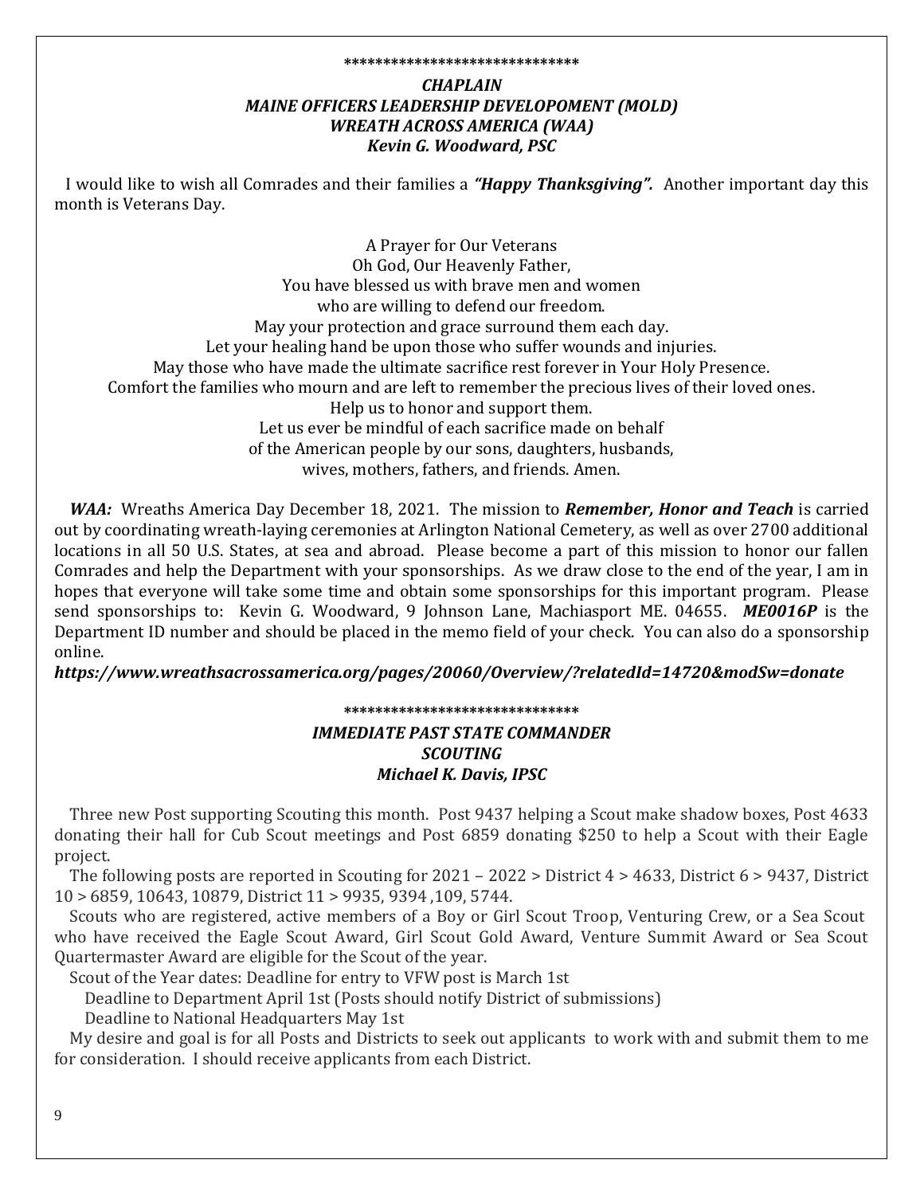******************************

***CHAPLAIN***
***MAINE OFFICERS LEADERSHIP DEVELOPOMENT (MOLD)***
***WREATH ACROSS AMERICA (WAA)***
***Kevin G. Woodward, PSC***

I would like to wish all Comrades and their families a ***"Happy Thanksgiving".*** Another important day this month is Veterans Day.

A Prayer for Our Veterans
Oh God, Our Heavenly Father,
You have blessed us with brave men and women
who are willing to defend our freedom.
May your protection and grace surround them each day.
Let your healing hand be upon those who suffer wounds and injuries.
May those who have made the ultimate sacrifice rest forever in Your Holy Presence.
Comfort the families who mourn and are left to remember the precious lives of their loved ones.
Help us to honor and support them.
Let us ever be mindful of each sacrifice made on behalf
of the American people by our sons, daughters, husbands,
wives, mothers, fathers, and friends. Amen.

***WAA:*** Wreaths America Day December 18, 2021. The mission to ***Remember, Honor and Teach*** is carried out by coordinating wreath-laying ceremonies at Arlington National Cemetery, as well as over 2700 additional locations in all 50 U.S. States, at sea and abroad. Please become a part of this mission to honor our fallen Comrades and help the Department with your sponsorships. As we draw close to the end of the year, I am in hopes that everyone will take some time and obtain some sponsorships for this important program. Please send sponsorships to: Kevin G. Woodward, 9 Johnson Lane, Machiasport ME. 04655. ***ME0016P*** is the Department ID number and should be placed in the memo field of your check. You can also do a sponsorship online.
***https://www.wreathsacrossamerica.org/pages/20060/Overview/?relatedId=14720&modSw=donate***

******************************

***IMMEDIATE PAST STATE COMMANDER***
***SCOUTING***
***Michael K. Davis, IPSC***

Three new Post supporting Scouting this month. Post 9437 helping a Scout make shadow boxes, Post 4633 donating their hall for Cub Scout meetings and Post 6859 donating $250 to help a Scout with their Eagle project.

The following posts are reported in Scouting for 2021 – 2022 > District 4 > 4633, District 6 > 9437, District 10 > 6859, 10643, 10879, District 11 > 9935, 9394 ,109, 5744.

Scouts who are registered, active members of a Boy or Girl Scout Troop, Venturing Crew, or a Sea Scout who have received the Eagle Scout Award, Girl Scout Gold Award, Venture Summit Award or Sea Scout Quartermaster Award are eligible for the Scout of the year.

Scout of the Year dates: Deadline for entry to VFW post is March 1st

Deadline to Department April 1st (Posts should notify District of submissions)

Deadline to National Headquarters May 1st

My desire and goal is for all Posts and Districts to seek out applicants to work with and submit them to me for consideration. I should receive applicants from each District.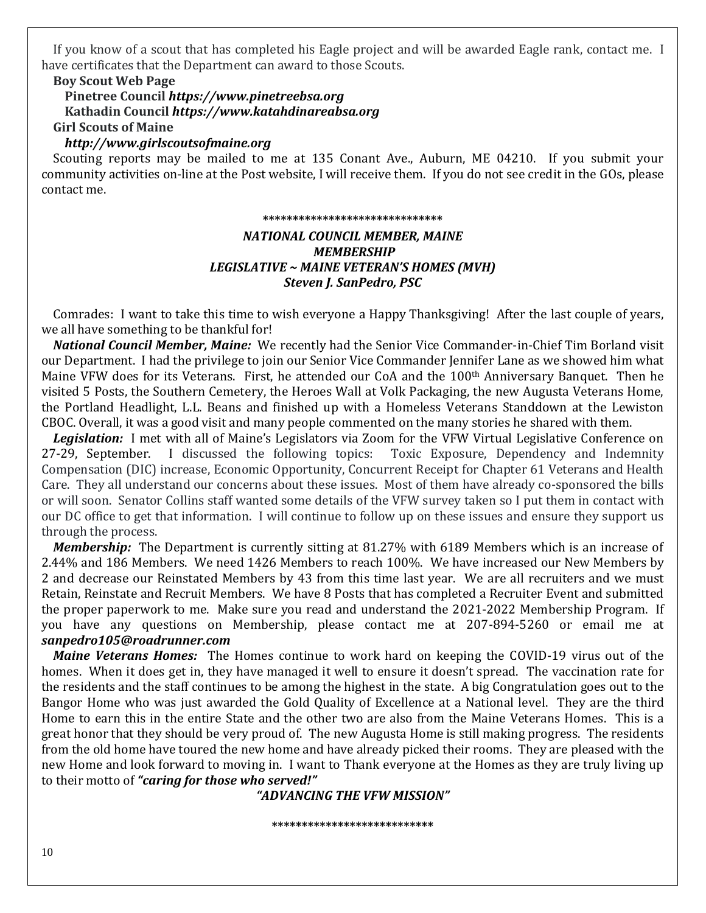If you know of a scout that has completed his Eagle project and will be awarded Eagle rank, contact me. I have certificates that the Department can award to those Scouts.

**Boy Scout Web Page**

**Pinetree Council *https://www.pinetreebsa.org***

**Kathadin Council *https://www.katahdinareabsa.org***

**Girl Scouts of Maine**

***http://www.girlscoutsofmaine.org***

Scouting reports may be mailed to me at 135 Conant Ave., Auburn, ME 04210. If you submit your community activities on-line at the Post website, I will receive them. If you do not see credit in the GOs, please contact me.

******************************

***NATIONAL COUNCIL MEMBER, MAINE***
***MEMBERSHIP***
***LEGISLATIVE ~ MAINE VETERAN'S HOMES (MVH)***
***Steven J. SanPedro, PSC***

Comrades: I want to take this time to wish everyone a Happy Thanksgiving! After the last couple of years, we all have something to be thankful for!

***National Council Member, Maine:*** We recently had the Senior Vice Commander-in-Chief Tim Borland visit our Department. I had the privilege to join our Senior Vice Commander Jennifer Lane as we showed him what Maine VFW does for its Veterans. First, he attended our CoA and the 100th Anniversary Banquet. Then he visited 5 Posts, the Southern Cemetery, the Heroes Wall at Volk Packaging, the new Augusta Veterans Home, the Portland Headlight, L.L. Beans and finished up with a Homeless Veterans Standdown at the Lewiston CBOC. Overall, it was a good visit and many people commented on the many stories he shared with them.

***Legislation:*** I met with all of Maine's Legislators via Zoom for the VFW Virtual Legislative Conference on 27-29, September. I discussed the following topics: Toxic Exposure, Dependency and Indemnity Compensation (DIC) increase, Economic Opportunity, Concurrent Receipt for Chapter 61 Veterans and Health Care. They all understand our concerns about these issues. Most of them have already co-sponsored the bills or will soon. Senator Collins staff wanted some details of the VFW survey taken so I put them in contact with our DC office to get that information. I will continue to follow up on these issues and ensure they support us through the process.

***Membership:*** The Department is currently sitting at 81.27% with 6189 Members which is an increase of 2.44% and 186 Members. We need 1426 Members to reach 100%. We have increased our New Members by 2 and decrease our Reinstated Members by 43 from this time last year. We are all recruiters and we must Retain, Reinstate and Recruit Members. We have 8 Posts that has completed a Recruiter Event and submitted the proper paperwork to me. Make sure you read and understand the 2021-2022 Membership Program. If you have any questions on Membership, please contact me at 207-894-5260 or email me at ***sanpedro105@roadrunner.com***

***Maine Veterans Homes:*** The Homes continue to work hard on keeping the COVID-19 virus out of the homes. When it does get in, they have managed it well to ensure it doesn't spread. The vaccination rate for the residents and the staff continues to be among the highest in the state. A big Congratulation goes out to the Bangor Home who was just awarded the Gold Quality of Excellence at a National level. They are the third Home to earn this in the entire State and the other two are also from the Maine Veterans Homes. This is a great honor that they should be very proud of. The new Augusta Home is still making progress. The residents from the old home have toured the new home and have already picked their rooms. They are pleased with the new Home and look forward to moving in. I want to Thank everyone at the Homes as they are truly living up to their motto of ***"caring for those who served!"***

***"ADVANCING THE VFW MISSION"***

**************************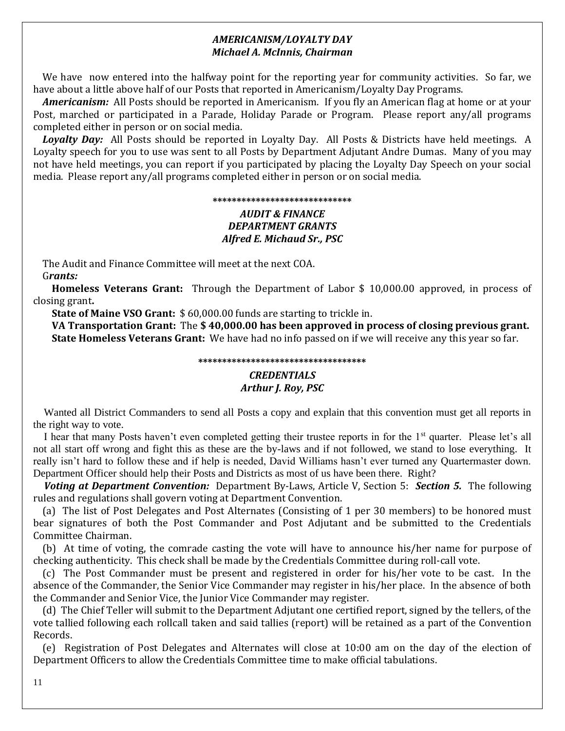### *AMERICANISM/LOYALTY DAY*
### *Michael A. McInnis, Chairman*

We have now entered into the halfway point for the reporting year for community activities. So far, we have about a little above half of our Posts that reported in Americanism/Loyalty Day Programs.

***Americanism:*** All Posts should be reported in Americanism. If you fly an American flag at home or at your Post, marched or participated in a Parade, Holiday Parade or Program. Please report any/all programs completed either in person or on social media.

***Loyalty Day:*** All Posts should be reported in Loyalty Day. All Posts & Districts have held meetings. A Loyalty speech for you to use was sent to all Posts by Department Adjutant Andre Dumas. Many of you may not have held meetings, you can report if you participated by placing the Loyalty Day Speech on your social media. Please report any/all programs completed either in person or on social media.

****************************

### *AUDIT & FINANCE*
### *DEPARTMENT GRANTS*
### *Alfred E. Michaud Sr., PSC*

The Audit and Finance Committee will meet at the next COA.

G***rants:***

**Homeless Veterans Grant:** Through the Department of Labor $ 10,000.00 approved, in process of closing grant**.**

**State of Maine VSO Grant:** $ 60,000.00 funds are starting to trickle in.

**VA Transportation Grant:** The **$ 40,000.00 has been approved in process of closing previous grant.**

**State Homeless Veterans Grant:** We have had no info passed on if we will receive any this year so far.

***********************************

### *CREDENTIALS*
### *Arthur J. Roy, PSC*

Wanted all District Commanders to send all Posts a copy and explain that this convention must get all reports in the right way to vote.

I hear that many Posts haven't even completed getting their trustee reports in for the 1st quarter. Please let's all not all start off wrong and fight this as these are the by-laws and if not followed, we stand to lose everything. It really isn't hard to follow these and if help is needed, David Williams hasn't ever turned any Quartermaster down. Department Officer should help their Posts and Districts as most of us have been there. Right?

***Voting at Department Convention:*** Department By-Laws, Article V, Section 5: ***Section 5.*** The following rules and regulations shall govern voting at Department Convention.

(a) The list of Post Delegates and Post Alternates (Consisting of 1 per 30 members) to be honored must bear signatures of both the Post Commander and Post Adjutant and be submitted to the Credentials Committee Chairman.

(b) At time of voting, the comrade casting the vote will have to announce his/her name for purpose of checking authenticity. This check shall be made by the Credentials Committee during roll-call vote.

(c) The Post Commander must be present and registered in order for his/her vote to be cast. In the absence of the Commander, the Senior Vice Commander may register in his/her place. In the absence of both the Commander and Senior Vice, the Junior Vice Commander may register.

(d) The Chief Teller will submit to the Department Adjutant one certified report, signed by the tellers, of the vote tallied following each rollcall taken and said tallies (report) will be retained as a part of the Convention Records.

(e) Registration of Post Delegates and Alternates will close at 10:00 am on the day of the election of Department Officers to allow the Credentials Committee time to make official tabulations.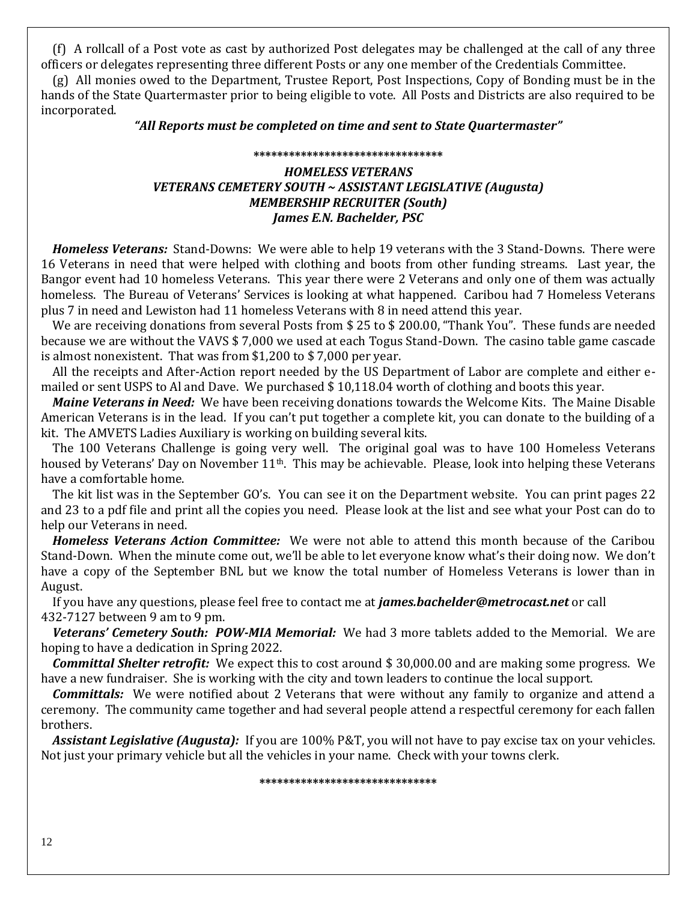(f) A rollcall of a Post vote as cast by authorized Post delegates may be challenged at the call of any three officers or delegates representing three different Posts or any one member of the Credentials Committee.

(g) All monies owed to the Department, Trustee Report, Post Inspections, Copy of Bonding must be in the hands of the State Quartermaster prior to being eligible to vote. All Posts and Districts are also required to be incorporated.

***"All Reports must be completed on time and sent to State Quartermaster"***

********************************

***HOMELESS VETERANS***
***VETERANS CEMETERY SOUTH ~ ASSISTANT LEGISLATIVE (Augusta)***
***MEMBERSHIP RECRUITER (South)***
***James E.N. Bachelder, PSC***

***Homeless Veterans:*** Stand-Downs: We were able to help 19 veterans with the 3 Stand-Downs. There were 16 Veterans in need that were helped with clothing and boots from other funding streams. Last year, the Bangor event had 10 homeless Veterans. This year there were 2 Veterans and only one of them was actually homeless. The Bureau of Veterans' Services is looking at what happened. Caribou had 7 Homeless Veterans plus 7 in need and Lewiston had 11 homeless Veterans with 8 in need attend this year.

We are receiving donations from several Posts from $ 25 to $ 200.00, "Thank You". These funds are needed because we are without the VAVS $ 7,000 we used at each Togus Stand-Down. The casino table game cascade is almost nonexistent. That was from $1,200 to $ 7,000 per year.

All the receipts and After-Action report needed by the US Department of Labor are complete and either e-mailed or sent USPS to Al and Dave. We purchased $ 10,118.04 worth of clothing and boots this year.

***Maine Veterans in Need:*** We have been receiving donations towards the Welcome Kits. The Maine Disable American Veterans is in the lead. If you can't put together a complete kit, you can donate to the building of a kit. The AMVETS Ladies Auxiliary is working on building several kits.

The 100 Veterans Challenge is going very well. The original goal was to have 100 Homeless Veterans housed by Veterans' Day on November 11th. This may be achievable. Please, look into helping these Veterans have a comfortable home.

The kit list was in the September GO's. You can see it on the Department website. You can print pages 22 and 23 to a pdf file and print all the copies you need. Please look at the list and see what your Post can do to help our Veterans in need.

***Homeless Veterans Action Committee:*** We were not able to attend this month because of the Caribou Stand-Down. When the minute come out, we'll be able to let everyone know what's their doing now. We don't have a copy of the September BNL but we know the total number of Homeless Veterans is lower than in August.

If you have any questions, please feel free to contact me at ***james.bachelder@metrocast.net*** or call 432-7127 between 9 am to 9 pm.

***Veterans' Cemetery South: POW-MIA Memorial:*** We had 3 more tablets added to the Memorial. We are hoping to have a dedication in Spring 2022.

***Committal Shelter retrofit:*** We expect this to cost around $ 30,000.00 and are making some progress. We have a new fundraiser. She is working with the city and town leaders to continue the local support.

***Committals:*** We were notified about 2 Veterans that were without any family to organize and attend a ceremony. The community came together and had several people attend a respectful ceremony for each fallen brothers.

***Assistant Legislative (Augusta):*** If you are 100% P&T, you will not have to pay excise tax on your vehicles. Not just your primary vehicle but all the vehicles in your name. Check with your towns clerk.

******************************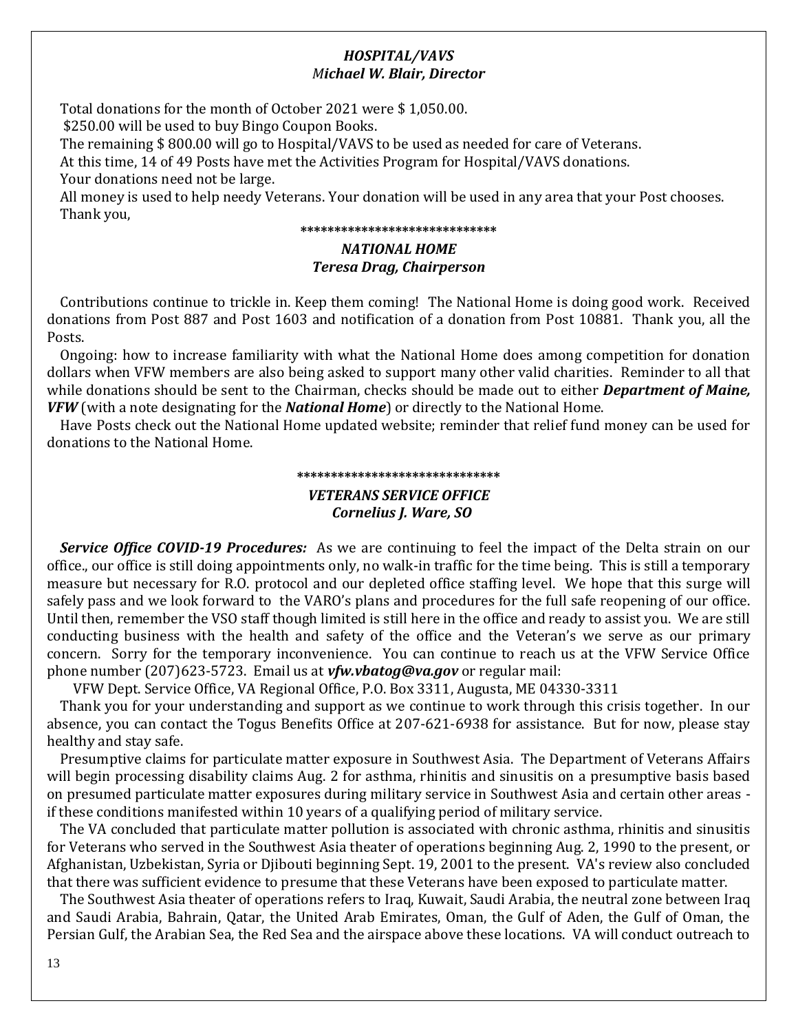### *HOSPITAL/VAVS*
### *Michael W. Blair, Director*

Total donations for the month of October 2021 were $ 1,050.00.
$250.00 will be used to buy Bingo Coupon Books.
The remaining $ 800.00 will go to Hospital/VAVS to be used as needed for care of Veterans.
At this time, 14 of 49 Posts have met the Activities Program for Hospital/VAVS donations.
Your donations need not be large.
All money is used to help needy Veterans. Your donation will be used in any area that your Post chooses.
Thank you,

*****************************

### *NATIONAL HOME*
### *Teresa Drag, Chairperson*

Contributions continue to trickle in. Keep them coming! The National Home is doing good work. Received donations from Post 887 and Post 1603 and notification of a donation from Post 10881. Thank you, all the Posts.

Ongoing: how to increase familiarity with what the National Home does among competition for donation dollars when VFW members are also being asked to support many other valid charities. Reminder to all that while donations should be sent to the Chairman, checks should be made out to either ***Department of Maine, VFW*** (with a note designating for the ***National Home***) or directly to the National Home.

Have Posts check out the National Home updated website; reminder that relief fund money can be used for donations to the National Home.

******************************

### *VETERANS SERVICE OFFICE*
### *Cornelius J. Ware, SO*

***Service Office COVID-19 Procedures:*** As we are continuing to feel the impact of the Delta strain on our office., our office is still doing appointments only, no walk-in traffic for the time being. This is still a temporary measure but necessary for R.O. protocol and our depleted office staffing level. We hope that this surge will safely pass and we look forward to the VARO's plans and procedures for the full safe reopening of our office. Until then, remember the VSO staff though limited is still here in the office and ready to assist you. We are still conducting business with the health and safety of the office and the Veteran's we serve as our primary concern. Sorry for the temporary inconvenience. You can continue to reach us at the VFW Service Office phone number (207)623-5723. Email us at ***vfw.vbatog@va.gov*** or regular mail:

VFW Dept. Service Office, VA Regional Office, P.O. Box 3311, Augusta, ME 04330-3311

Thank you for your understanding and support as we continue to work through this crisis together. In our absence, you can contact the Togus Benefits Office at 207-621-6938 for assistance. But for now, please stay healthy and stay safe.

Presumptive claims for particulate matter exposure in Southwest Asia. The Department of Veterans Affairs will begin processing disability claims Aug. 2 for asthma, rhinitis and sinusitis on a presumptive basis based on presumed particulate matter exposures during military service in Southwest Asia and certain other areas - if these conditions manifested within 10 years of a qualifying period of military service.

The VA concluded that particulate matter pollution is associated with chronic asthma, rhinitis and sinusitis for Veterans who served in the Southwest Asia theater of operations beginning Aug. 2, 1990 to the present, or Afghanistan, Uzbekistan, Syria or Djibouti beginning Sept. 19, 2001 to the present. VA's review also concluded that there was sufficient evidence to presume that these Veterans have been exposed to particulate matter.

The Southwest Asia theater of operations refers to Iraq, Kuwait, Saudi Arabia, the neutral zone between Iraq and Saudi Arabia, Bahrain, Qatar, the United Arab Emirates, Oman, the Gulf of Aden, the Gulf of Oman, the Persian Gulf, the Arabian Sea, the Red Sea and the airspace above these locations. VA will conduct outreach to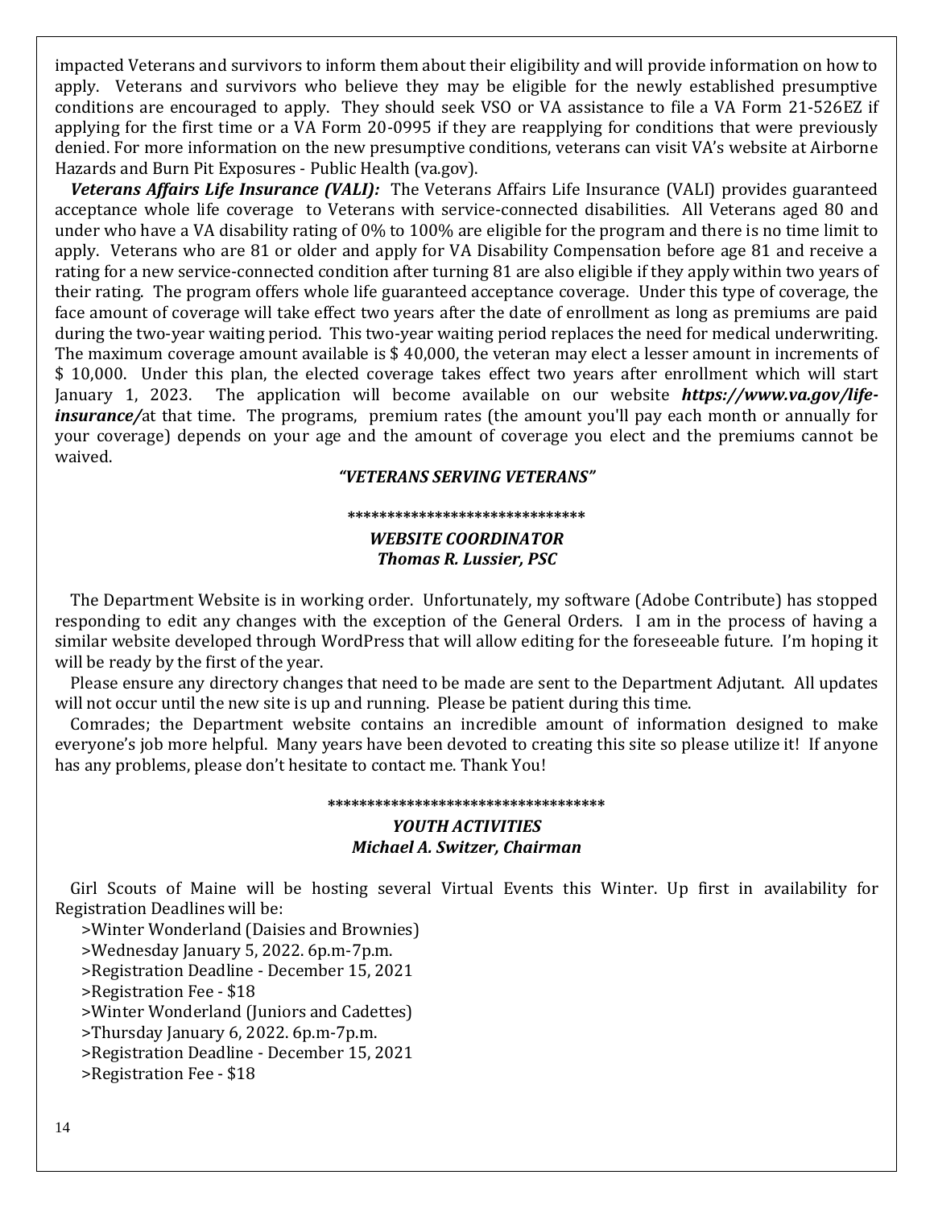impacted Veterans and survivors to inform them about their eligibility and will provide information on how to apply. Veterans and survivors who believe they may be eligible for the newly established presumptive conditions are encouraged to apply. They should seek VSO or VA assistance to file a VA Form 21-526EZ if applying for the first time or a VA Form 20-0995 if they are reapplying for conditions that were previously denied. For more information on the new presumptive conditions, veterans can visit VA's website at Airborne Hazards and Burn Pit Exposures - Public Health (va.gov).

***Veterans Affairs Life Insurance (VALI):*** The Veterans Affairs Life Insurance (VALI) provides guaranteed acceptance whole life coverage to Veterans with service-connected disabilities. All Veterans aged 80 and under who have a VA disability rating of 0% to 100% are eligible for the program and there is no time limit to apply. Veterans who are 81 or older and apply for VA Disability Compensation before age 81 and receive a rating for a new service-connected condition after turning 81 are also eligible if they apply within two years of their rating. The program offers whole life guaranteed acceptance coverage. Under this type of coverage, the face amount of coverage will take effect two years after the date of enrollment as long as premiums are paid during the two-year waiting period. This two-year waiting period replaces the need for medical underwriting. The maximum coverage amount available is $ 40,000, the veteran may elect a lesser amount in increments of $ 10,000. Under this plan, the elected coverage takes effect two years after enrollment which will start January 1, 2023. The application will become available on our website ***https://www.va.gov/life-insurance/*** at that time. The programs, premium rates (the amount you'll pay each month or annually for your coverage) depends on your age and the amount of coverage you elect and the premiums cannot be waived.

***"VETERANS SERVING VETERANS"***

******************************

***WEBSITE COORDINATOR***
***Thomas R. Lussier, PSC***

The Department Website is in working order. Unfortunately, my software (Adobe Contribute) has stopped responding to edit any changes with the exception of the General Orders. I am in the process of having a similar website developed through WordPress that will allow editing for the foreseeable future. I'm hoping it will be ready by the first of the year.

Please ensure any directory changes that need to be made are sent to the Department Adjutant. All updates will not occur until the new site is up and running. Please be patient during this time.

Comrades; the Department website contains an incredible amount of information designed to make everyone's job more helpful. Many years have been devoted to creating this site so please utilize it! If anyone has any problems, please don't hesitate to contact me. Thank You!

************************************

***YOUTH ACTIVITIES***
***Michael A. Switzer, Chairman***

Girl Scouts of Maine will be hosting several Virtual Events this Winter. Up first in availability for Registration Deadlines will be:

>Winter Wonderland (Daisies and Brownies)
>Wednesday January 5, 2022. 6p.m-7p.m.
>Registration Deadline - December 15, 2021
>Registration Fee - $18
>Winter Wonderland (Juniors and Cadettes)
>Thursday January 6, 2022. 6p.m-7p.m.
>Registration Deadline - December 15, 2021
>Registration Fee - $18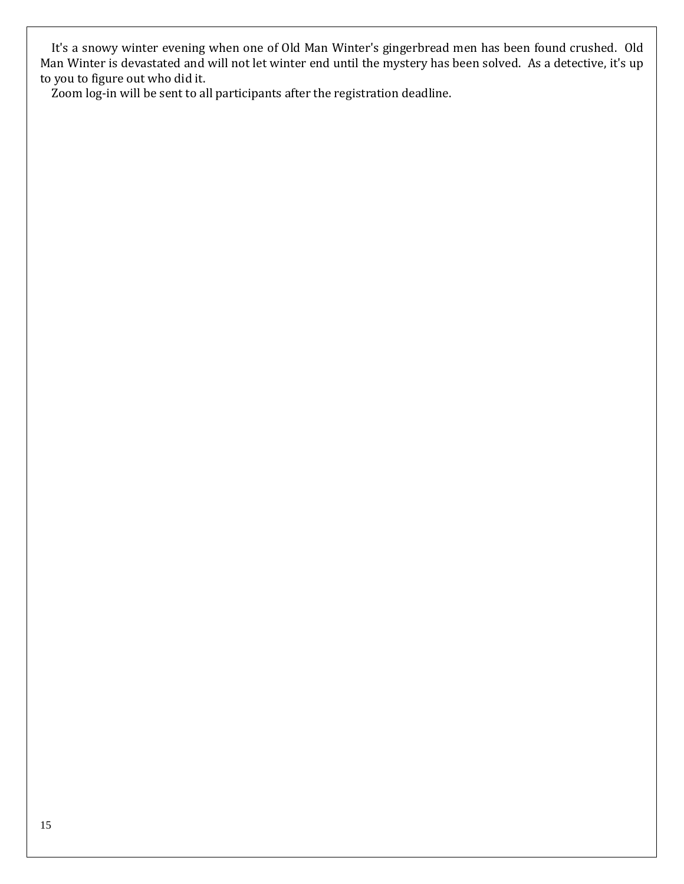It's a snowy winter evening when one of Old Man Winter's gingerbread men has been found crushed. Old Man Winter is devastated and will not let winter end until the mystery has been solved. As a detective, it's up to you to figure out who did it.

Zoom log-in will be sent to all participants after the registration deadline.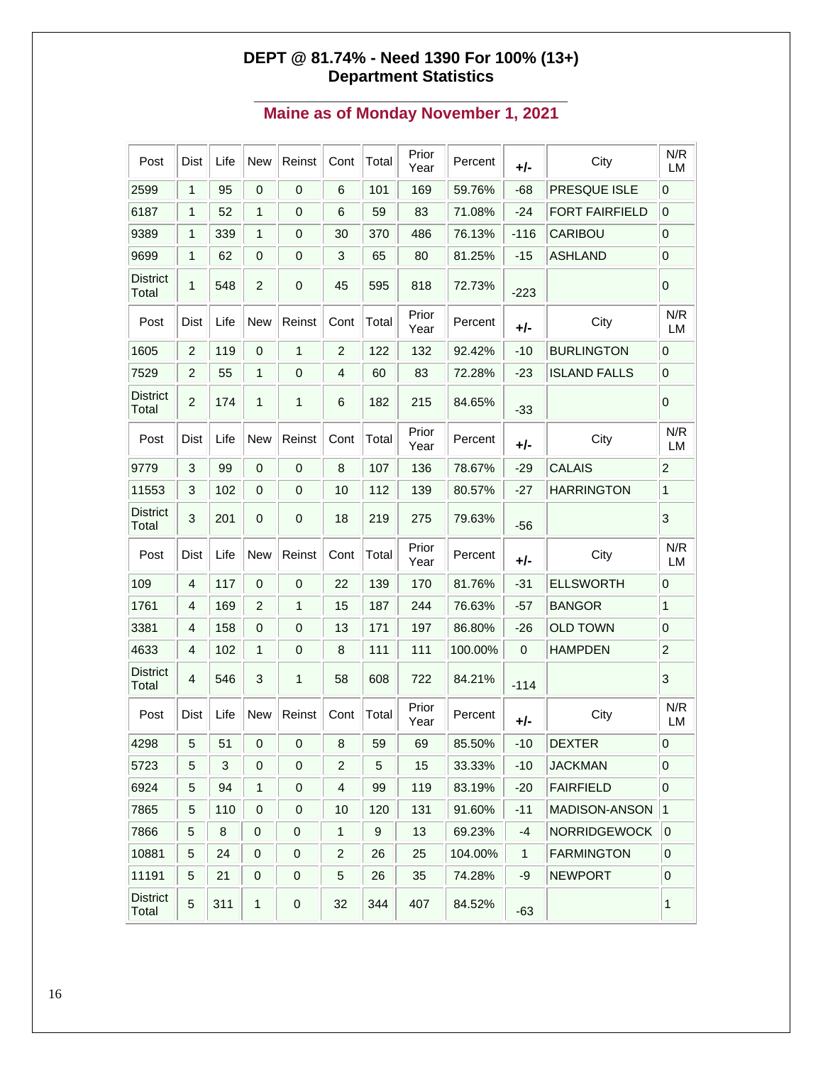## DEPT @ 81.74% - Need 1390 For 100% (13+)
## Department Statistics

### Maine as of Monday November 1, 2021

| Post | Dist | Life | New | Reinst | Cont | Total | Prior Year | Percent | +/- | City | N/R LM |
|---|---|---|---|---|---|---|---|---|---|---|---|
| 2599 | 1 | 95 | 0 | 0 | 6 | 101 | 169 | 59.76% | -68 | PRESQUE ISLE | 0 |
| 6187 | 1 | 52 | 1 | 0 | 6 | 59 | 83 | 71.08% | -24 | FORT FAIRFIELD | 0 |
| 9389 | 1 | 339 | 1 | 0 | 30 | 370 | 486 | 76.13% | -116 | CARIBOU | 0 |
| 9699 | 1 | 62 | 0 | 0 | 3 | 65 | 80 | 81.25% | -15 | ASHLAND | 0 |
| District Total | 1 | 548 | 2 | 0 | 45 | 595 | 818 | 72.73% | -223 | | 0 |
| Post | Dist | Life | New | Reinst | Cont | Total | Prior Year | Percent | +/- | City | N/R LM |
| 1605 | 2 | 119 | 0 | 1 | 2 | 122 | 132 | 92.42% | -10 | BURLINGTON | 0 |
| 7529 | 2 | 55 | 1 | 0 | 4 | 60 | 83 | 72.28% | -23 | ISLAND FALLS | 0 |
| District Total | 2 | 174 | 1 | 1 | 6 | 182 | 215 | 84.65% | -33 | | 0 |
| Post | Dist | Life | New | Reinst | Cont | Total | Prior Year | Percent | +/- | City | N/R LM |
| 9779 | 3 | 99 | 0 | 0 | 8 | 107 | 136 | 78.67% | -29 | CALAIS | 2 |
| 11553 | 3 | 102 | 0 | 0 | 10 | 112 | 139 | 80.57% | -27 | HARRINGTON | 1 |
| District Total | 3 | 201 | 0 | 0 | 18 | 219 | 275 | 79.63% | -56 | | 3 |
| Post | Dist | Life | New | Reinst | Cont | Total | Prior Year | Percent | +/- | City | N/R LM |
| 109 | 4 | 117 | 0 | 0 | 22 | 139 | 170 | 81.76% | -31 | ELLSWORTH | 0 |
| 1761 | 4 | 169 | 2 | 1 | 15 | 187 | 244 | 76.63% | -57 | BANGOR | 1 |
| 3381 | 4 | 158 | 0 | 0 | 13 | 171 | 197 | 86.80% | -26 | OLD TOWN | 0 |
| 4633 | 4 | 102 | 1 | 0 | 8 | 111 | 111 | 100.00% | 0 | HAMPDEN | 2 |
| District Total | 4 | 546 | 3 | 1 | 58 | 608 | 722 | 84.21% | -114 | | 3 |
| Post | Dist | Life | New | Reinst | Cont | Total | Prior Year | Percent | +/- | City | N/R LM |
| 4298 | 5 | 51 | 0 | 0 | 8 | 59 | 69 | 85.50% | -10 | DEXTER | 0 |
| 5723 | 5 | 3 | 0 | 0 | 2 | 5 | 15 | 33.33% | -10 | JACKMAN | 0 |
| 6924 | 5 | 94 | 1 | 0 | 4 | 99 | 119 | 83.19% | -20 | FAIRFIELD | 0 |
| 7865 | 5 | 110 | 0 | 0 | 10 | 120 | 131 | 91.60% | -11 | MADISON-ANSON | 1 |
| 7866 | 5 | 8 | 0 | 0 | 1 | 9 | 13 | 69.23% | -4 | NORRIDGEWOCK | 0 |
| 10881 | 5 | 24 | 0 | 0 | 2 | 26 | 25 | 104.00% | 1 | FARMINGTON | 0 |
| 11191 | 5 | 21 | 0 | 0 | 5 | 26 | 35 | 74.28% | -9 | NEWPORT | 0 |
| District Total | 5 | 311 | 1 | 0 | 32 | 344 | 407 | 84.52% | -63 | | 1 |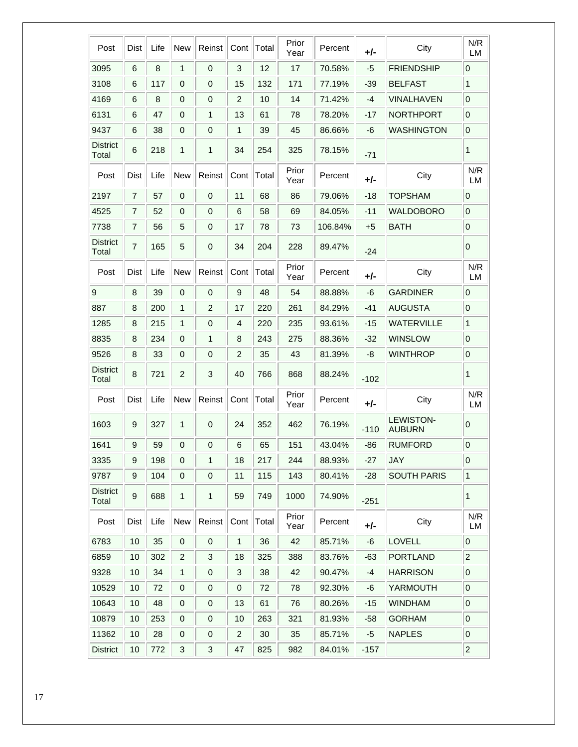| Post | Dist | Life | New | Reinst | Cont | Total | Prior Year | Percent | +/- | City | N/R LM |
|---|---|---|---|---|---|---|---|---|---|---|---|
| 3095 | 6 | 8 | 1 | 0 | 3 | 12 | 17 | 70.58% | -5 | FRIENDSHIP | 0 |
| 3108 | 6 | 117 | 0 | 0 | 15 | 132 | 171 | 77.19% | -39 | BELFAST | 1 |
| 4169 | 6 | 8 | 0 | 0 | 2 | 10 | 14 | 71.42% | -4 | VINALHAVEN | 0 |
| 6131 | 6 | 47 | 0 | 1 | 13 | 61 | 78 | 78.20% | -17 | NORTHPORT | 0 |
| 9437 | 6 | 38 | 0 | 0 | 1 | 39 | 45 | 86.66% | -6 | WASHINGTON | 0 |
| District Total | 6 | 218 | 1 | 1 | 34 | 254 | 325 | 78.15% | -71 | | 1 |
| Post | Dist | Life | New | Reinst | Cont | Total | Prior Year | Percent | +/- | City | N/R LM |
| 2197 | 7 | 57 | 0 | 0 | 11 | 68 | 86 | 79.06% | -18 | TOPSHAM | 0 |
| 4525 | 7 | 52 | 0 | 0 | 6 | 58 | 69 | 84.05% | -11 | WALDOBORO | 0 |
| 7738 | 7 | 56 | 5 | 0 | 17 | 78 | 73 | 106.84% | +5 | BATH | 0 |
| District Total | 7 | 165 | 5 | 0 | 34 | 204 | 228 | 89.47% | -24 | | 0 |
| Post | Dist | Life | New | Reinst | Cont | Total | Prior Year | Percent | +/- | City | N/R LM |
| 9 | 8 | 39 | 0 | 0 | 9 | 48 | 54 | 88.88% | -6 | GARDINER | 0 |
| 887 | 8 | 200 | 1 | 2 | 17 | 220 | 261 | 84.29% | -41 | AUGUSTA | 0 |
| 1285 | 8 | 215 | 1 | 0 | 4 | 220 | 235 | 93.61% | -15 | WATERVILLE | 1 |
| 8835 | 8 | 234 | 0 | 1 | 8 | 243 | 275 | 88.36% | -32 | WINSLOW | 0 |
| 9526 | 8 | 33 | 0 | 0 | 2 | 35 | 43 | 81.39% | -8 | WINTHROP | 0 |
| District Total | 8 | 721 | 2 | 3 | 40 | 766 | 868 | 88.24% | -102 | | 1 |
| Post | Dist | Life | New | Reinst | Cont | Total | Prior Year | Percent | +/- | City | N/R LM |
| 1603 | 9 | 327 | 1 | 0 | 24 | 352 | 462 | 76.19% | -110 | LEWISTON-AUBURN | 0 |
| 1641 | 9 | 59 | 0 | 0 | 6 | 65 | 151 | 43.04% | -86 | RUMFORD | 0 |
| 3335 | 9 | 198 | 0 | 1 | 18 | 217 | 244 | 88.93% | -27 | JAY | 0 |
| 9787 | 9 | 104 | 0 | 0 | 11 | 115 | 143 | 80.41% | -28 | SOUTH PARIS | 1 |
| District Total | 9 | 688 | 1 | 1 | 59 | 749 | 1000 | 74.90% | -251 | | 1 |
| Post | Dist | Life | New | Reinst | Cont | Total | Prior Year | Percent | +/- | City | N/R LM |
| 6783 | 10 | 35 | 0 | 0 | 1 | 36 | 42 | 85.71% | -6 | LOVELL | 0 |
| 6859 | 10 | 302 | 2 | 3 | 18 | 325 | 388 | 83.76% | -63 | PORTLAND | 2 |
| 9328 | 10 | 34 | 1 | 0 | 3 | 38 | 42 | 90.47% | -4 | HARRISON | 0 |
| 10529 | 10 | 72 | 0 | 0 | 0 | 72 | 78 | 92.30% | -6 | YARMOUTH | 0 |
| 10643 | 10 | 48 | 0 | 0 | 13 | 61 | 76 | 80.26% | -15 | WINDHAM | 0 |
| 10879 | 10 | 253 | 0 | 0 | 10 | 263 | 321 | 81.93% | -58 | GORHAM | 0 |
| 11362 | 10 | 28 | 0 | 0 | 2 | 30 | 35 | 85.71% | -5 | NAPLES | 0 |
| District | 10 | 772 | 3 | 3 | 47 | 825 | 982 | 84.01% | -157 | | 2 |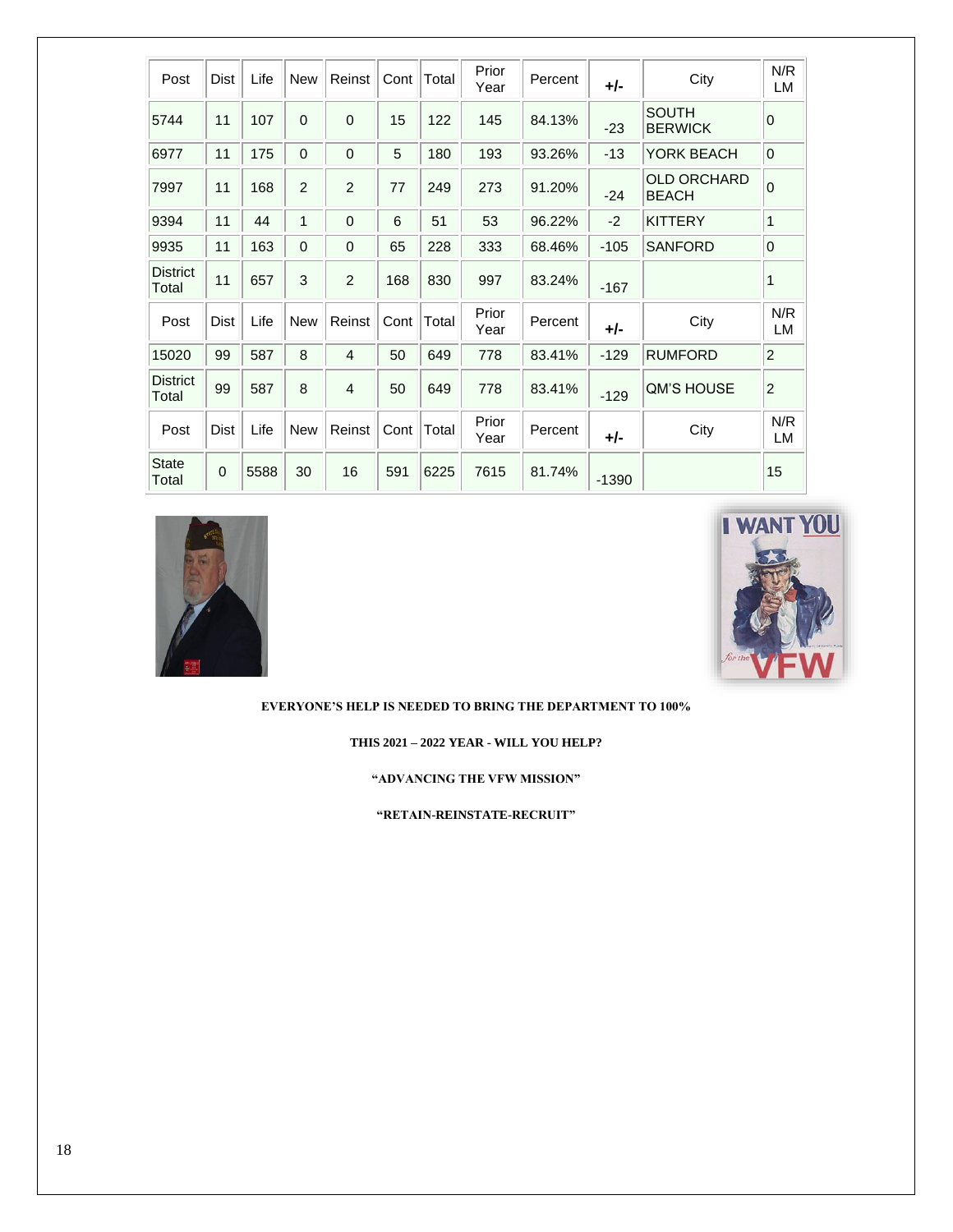| Post | Dist | Life | New | Reinst | Cont | Total | Prior Year | Percent | +/- | City | N/R LM |
|---|---|---|---|---|---|---|---|---|---|---|---|
| 5744 | 11 | 107 | 0 | 0 | 15 | 122 | 145 | 84.13% | -23 | SOUTH BERWICK | 0 |
| 6977 | 11 | 175 | 0 | 0 | 5 | 180 | 193 | 93.26% | -13 | YORK BEACH | 0 |
| 7997 | 11 | 168 | 2 | 2 | 77 | 249 | 273 | 91.20% | -24 | OLD ORCHARD BEACH | 0 |
| 9394 | 11 | 44 | 1 | 0 | 6 | 51 | 53 | 96.22% | -2 | KITTERY | 1 |
| 9935 | 11 | 163 | 0 | 0 | 65 | 228 | 333 | 68.46% | -105 | SANFORD | 0 |
| District Total | 11 | 657 | 3 | 2 | 168 | 830 | 997 | 83.24% | -167 | | 1 |
| Post | Dist | Life | New | Reinst | Cont | Total | Prior Year | Percent | +/- | City | N/R LM |
| 15020 | 99 | 587 | 8 | 4 | 50 | 649 | 778 | 83.41% | -129 | RUMFORD | 2 |
| District Total | 99 | 587 | 8 | 4 | 50 | 649 | 778 | 83.41% | -129 | QM'S HOUSE | 2 |
| Post | Dist | Life | New | Reinst | Cont | Total | Prior Year | Percent | +/- | City | N/R LM |
| State Total | 0 | 5588 | 30 | 16 | 591 | 6225 | 7615 | 81.74% | -1390 | | 15 |

**EVERYONE'S HELP IS NEEDED TO BRING THE DEPARTMENT TO 100%**

**THIS 2021 – 2022 YEAR - WILL YOU HELP?**

**"ADVANCING THE VFW MISSION"**

**"RETAIN-REINSTATE-RECRUIT"**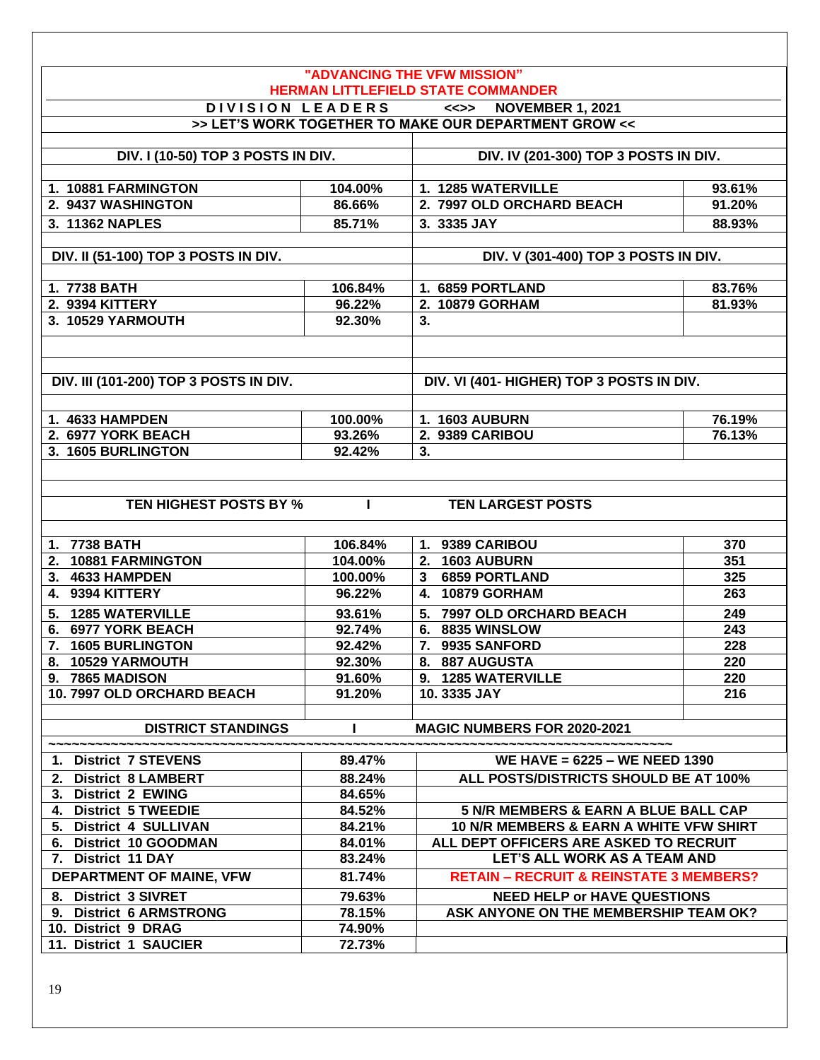**"ADVANCING THE VFW MISSION"**
**HERMAN LITTLEFIELD STATE COMMANDER**

**D I V I S I O N L E A D E R S <<>> NOVEMBER 1, 2021**

**>> LET'S WORK TOGETHER TO MAKE OUR DEPARTMENT GROW <<**

| DIV. I (10-50) TOP 3 POSTS IN DIV. | | DIV. IV (201-300) TOP 3 POSTS IN DIV. | |
|---|---|---|---|
| 1. 10881 FARMINGTON | 104.00% | 1. 1285 WATERVILLE | 93.61% |
| 2. 9437 WASHINGTON | 86.66% | 2. 7997 OLD ORCHARD BEACH | 91.20% |
| 3. 11362 NAPLES | 85.71% | 3. 3335 JAY | 88.93% |

| DIV. II (51-100) TOP 3 POSTS IN DIV. | | DIV. V (301-400) TOP 3 POSTS IN DIV. | |
|---|---|---|---|
| 1. 7738 BATH | 106.84% | 1. 6859 PORTLAND | 83.76% |
| 2. 9394 KITTERY | 96.22% | 2. 10879 GORHAM | 81.93% |
| 3. 10529 YARMOUTH | 92.30% | 3. | |

| DIV. III (101-200) TOP 3 POSTS IN DIV. | | DIV. VI (401- HIGHER) TOP 3 POSTS IN DIV. | |
|---|---|---|---|
| 1. 4633 HAMPDEN | 100.00% | 1. 1603 AUBURN | 76.19% |
| 2. 6977 YORK BEACH | 93.26% | 2. 9389 CARIBOU | 76.13% |
| 3. 1605 BURLINGTON | 92.42% | 3. | |

| TEN HIGHEST POSTS BY % | | TEN LARGEST POSTS | |
|---|---|---|---|
| 1. 7738 BATH | 106.84% | 1. 9389 CARIBOU | 370 |
| 2. 10881 FARMINGTON | 104.00% | 2. 1603 AUBURN | 351 |
| 3. 4633 HAMPDEN | 100.00% | 3 6859 PORTLAND | 325 |
| 4. 9394 KITTERY | 96.22% | 4. 10879 GORHAM | 263 |
| 5. 1285 WATERVILLE | 93.61% | 5. 7997 OLD ORCHARD BEACH | 249 |
| 6. 6977 YORK BEACH | 92.74% | 6. 8835 WINSLOW | 243 |
| 7. 1605 BURLINGTON | 92.42% | 7. 9935 SANFORD | 228 |
| 8. 10529 YARMOUTH | 92.30% | 8. 887 AUGUSTA | 220 |
| 9. 7865 MADISON | 91.60% | 9. 1285 WATERVILLE | 220 |
| 10. 7997 OLD ORCHARD BEACH | 91.20% | 10. 3335 JAY | 216 |

| DISTRICT STANDINGS | | MAGIC NUMBERS FOR 2020-2021 |
|---|---|---|
| 1. District 7 STEVENS | 89.47% | WE HAVE = 6225 – WE NEED 1390 |
| 2. District 8 LAMBERT | 88.24% | ALL POSTS/DISTRICTS SHOULD BE AT 100% |
| 3. District 2 EWING | 84.65% | |
| 4. District 5 TWEEDIE | 84.52% | 5 N/R MEMBERS & EARN A BLUE BALL CAP |
| 5. District 4 SULLIVAN | 84.21% | 10 N/R MEMBERS & EARN A WHITE VFW SHIRT |
| 6. District 10 GOODMAN | 84.01% | ALL DEPT OFFICERS ARE ASKED TO RECRUIT |
| 7. District 11 DAY | 83.24% | LET'S ALL WORK AS A TEAM AND |
| DEPARTMENT OF MAINE, VFW | 81.74% | RETAIN – RECRUIT & REINSTATE 3 MEMBERS? |
| 8. District 3 SIVRET | 79.63% | NEED HELP or HAVE QUESTIONS |
| 9. District 6 ARMSTRONG | 78.15% | ASK ANYONE ON THE MEMBERSHIP TEAM OK? |
| 10. District 9 DRAG | 74.90% | |
| 11. District 1 SAUCIER | 72.73% | |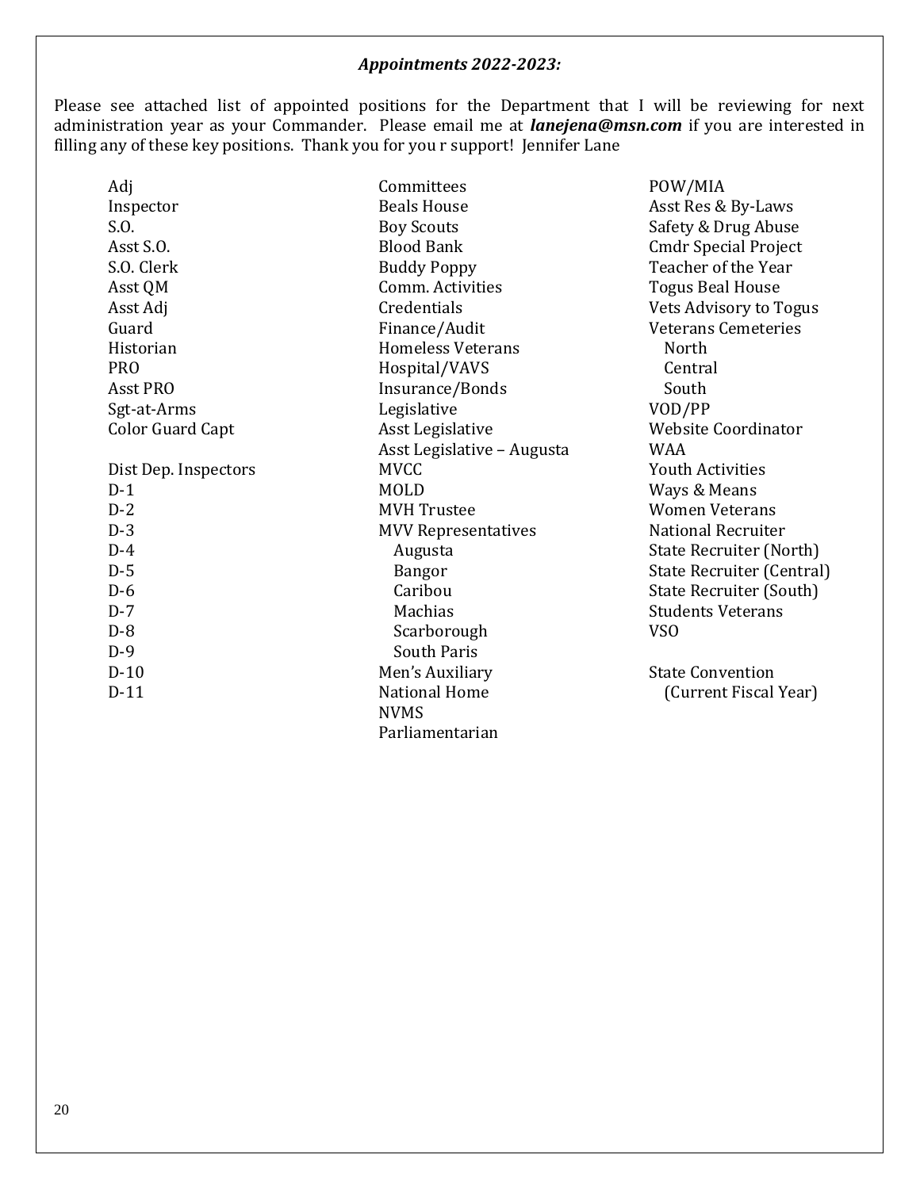***Appointments 2022-2023:***

Please see attached list of appointed positions for the Department that I will be reviewing for next administration year as your Commander. Please email me at ***lanejena@msn.com*** if you are interested in filling any of these key positions. Thank you for you r support! Jennifer Lane

Adj
Inspector
S.O.
Asst S.O.
S.O. Clerk
Asst QM
Asst Adj
Guard
Historian
PRO
Asst PRO
Sgt-at-Arms
Color Guard Capt

Dist Dep. Inspectors
D-1
D-2
D-3
D-4
D-5
D-6
D-7
D-8
D-9
D-10
D-11

Committees
Beals House
Boy Scouts
Blood Bank
Buddy Poppy
Comm. Activities
Credentials
Finance/Audit
Homeless Veterans
Hospital/VAVS
Insurance/Bonds
Legislative
Asst Legislative
Asst Legislative – Augusta
MVCC
MOLD
MVH Trustee
MVV Representatives
- Augusta
- Bangor
- Caribou
- Machias
- Scarborough
- South Paris

Men's Auxiliary
National Home
NVMS
Parliamentarian

POW/MIA
Asst Res & By-Laws
Safety & Drug Abuse
Cmdr Special Project
Teacher of the Year
Togus Beal House
Vets Advisory to Togus
Veterans Cemeteries
- North
- Central
- South

VOD/PP
Website Coordinator
WAA
Youth Activities
Ways & Means
Women Veterans
National Recruiter
State Recruiter (North)
State Recruiter (Central)
State Recruiter (South)
Students Veterans
VSO

State Convention
(Current Fiscal Year)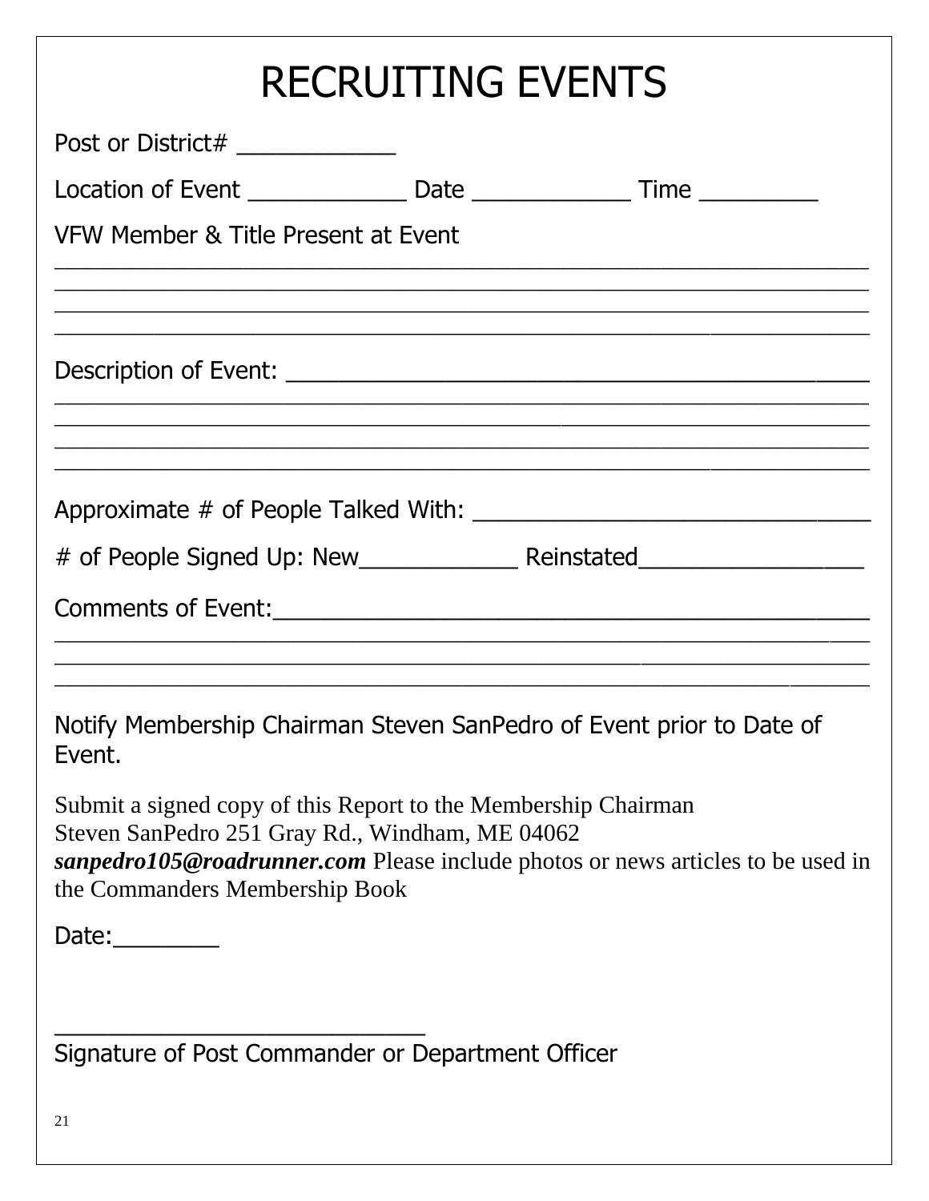# RECRUITING EVENTS

Post or District# ___________

Location of Event ___________ Date ___________ Time _________

VFW Member & Title Present at Event
_______________________________________________________________
_______________________________________________________________
_______________________________________________________________
_______________________________________________________________

Description of Event: ___________________________________________
_______________________________________________________________
_______________________________________________________________
_______________________________________________________________
_______________________________________________________________

Approximate # of People Talked With: ____________________________

# of People Signed Up: New___________ Reinstated________________

Comments of Event:_____________________________________________
_______________________________________________________________
_______________________________________________________________
_______________________________________________________________

Notify Membership Chairman Steven SanPedro of Event prior to Date of Event.

Submit a signed copy of this Report to the Membership Chairman
Steven SanPedro 251 Gray Rd., Windham, ME 04062
***sanpedro105@roadrunner.com*** Please include photos or news articles to be used in the Commanders Membership Book

Date:________

___________________________
Signature of Post Commander or Department Officer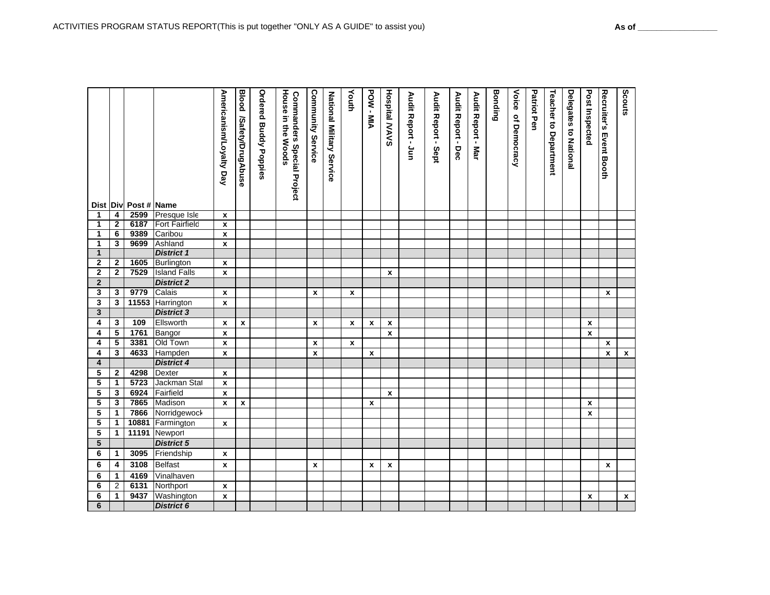ACTIVITIES PROGRAM STATUS REPORT(This is put together "ONLY AS A GUIDE" to assist you) **As of _________________**

| Dist | Div | Post # | Name | Americanism/Loyalty Day | Blood /Safety/DrugAbuse | Ordered Buddy Poppies | Commanders Special Project House in the Woods | Community Service | National Military Service | Youth | POW - MIA | Hospital /VAVS | Audit Report - Jun | Audit Report - Sept | Audit Report - Dec | Audit Report - Mar | Bonding | Voice of Democracy | Patriot Pen | Teacher to Department | Delegates to National | Post Inspected | Recruiter's Event Booth | Scouts |
|---|---|---|---|---|---|---|---|---|---|---|---|---|---|---|---|---|---|---|---|---|---|---|---|---|
| 1 | 4 | 2599 | Presque Isle | x | | | | | | | | | | | | | | | | | | | | |
| 1 | 2 | 6187 | Fort Fairfield | x | | | | | | | | | | | | | | | | | | | | |
| 1 | 6 | 9389 | Caribou | x | | | | | | | | | | | | | | | | | | | | |
| 1 | 3 | 9699 | Ashland | x | | | | | | | | | | | | | | | | | | | | |
| 1 | | | *District 1* | | | | | | | | | | | | | | | | | | | | | |
| 2 | 2 | 1605 | Burlington | x | | | | | | | | | | | | | | | | | | | | |
| 2 | 2 | 7529 | Island Falls | x | | | | | | | | x | | | | | | | | | | | | |
| 2 | | | *District 2* | | | | | | | | | | | | | | | | | | | | | |
| 3 | 3 | 9779 | Calais | x | | | | x | | x | | | | | | | | | | | | | x | |
| 3 | 3 | 11553 | Harrington | x | | | | | | | | | | | | | | | | | | | | |
| 3 | | | *District 3* | | | | | | | | | | | | | | | | | | | | | |
| 4 | 3 | 109 | Ellsworth | x | x | | | x | | x | x | x | | | | | | | | | | x | | |
| 4 | 5 | 1761 | Bangor | x | | | | | | | | x | | | | | | | | | | x | | |
| 4 | 5 | 3381 | Old Town | x | | | | x | | x | | | | | | | | | | | | | x | |
| 4 | 3 | 4633 | Hampden | x | | | | x | | | x | | | | | | | | | | | | x | x |
| 4 | | | *District 4* | | | | | | | | | | | | | | | | | | | | | |
| 5 | 2 | 4298 | Dexter | x | | | | | | | | | | | | | | | | | | | | |
| 5 | 1 | 5723 | Jackman Stat | x | | | | | | | | | | | | | | | | | | | | |
| 5 | 3 | 6924 | Fairfield | x | | | | | | | | x | | | | | | | | | | | | |
| 5 | 3 | 7865 | Madison | x | x | | | | | | x | | | | | | | | | | | x | | |
| 5 | 1 | 7866 | Norridgewock | | | | | | | | | | | | | | | | | | | x | | |
| 5 | 1 | 10881 | Farmington | x | | | | | | | | | | | | | | | | | | | | |
| 5 | 1 | 11191 | Newport | | | | | | | | | | | | | | | | | | | | | |
| 5 | | | *District 5* | | | | | | | | | | | | | | | | | | | | | |
| 6 | 1 | 3095 | Friendship | x | | | | | | | | | | | | | | | | | | | | |
| 6 | 4 | 3108 | Belfast | x | | | | x | | | x | x | | | | | | | | | | | x | |
| 6 | 1 | 4169 | Vinalhaven | | | | | | | | | | | | | | | | | | | | | |
| 6 | 2 | 6131 | Northport | x | | | | | | | | | | | | | | | | | | | | |
| 6 | 1 | 9437 | Washington | x | | | | | | | | | | | | | | | | | | x | | x |
| 6 | | | *District 6* | | | | | | | | | | | | | | | | | | | | | |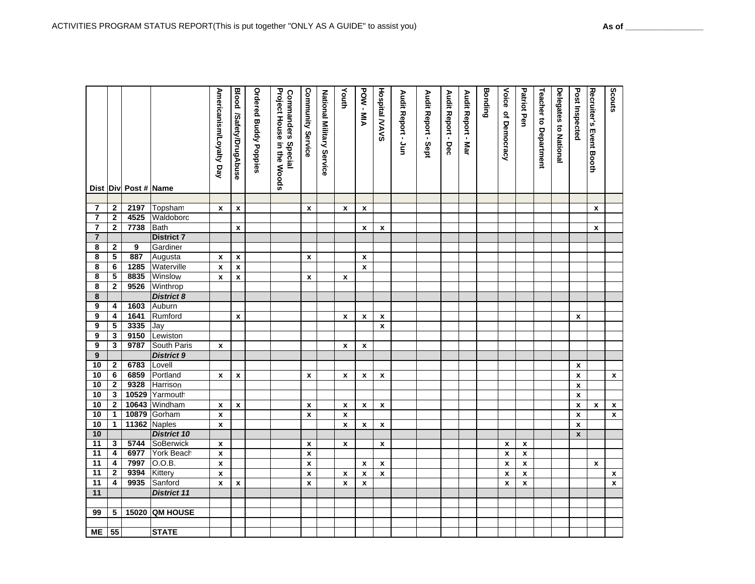ACTIVITIES PROGRAM STATUS REPORT(This is put together "ONLY AS A GUIDE" to assist you) **As of \_\_\_\_\_\_\_\_\_\_\_\_\_\_\_\_\_**

| Dist | Div | Post # | Name | Americanism/Loyalty Day | Blood /Safety/DrugAbuse | Ordered Buddy Poppies | Commanders Special Project House in the Woods | Community Service | National Military Service | Youth | POW - MIA | Hospital /VAVS | Audit Report - Jun | Audit Report - Sept | Audit Report - Dec | Audit Report - Mar | Bonding | Voice of Democracy | Patriot Pen | Teacher to Department | Delegates to National | Post Inspected | Recruiter's Event Booth | Scouts |
|---|---|---|---|---|---|---|---|---|---|---|---|---|---|---|---|---|---|---|---|---|---|---|---|---|
| | | | | | | | | | | | | | | | | | | | | | | | | |
| **7** | **2** | **2197** | Topsham | **x** | **x** | | | **x** | | **x** | **x** | | | | | | | | | | | | **x** | |
| **7** | **2** | **4525** | Waldoboro | | | | | | | | | | | | | | | | | | | | | |
| **7** | **2** | **7738** | Bath | | **x** | | | | | | **x** | **x** | | | | | | | | | | | **x** | |
| **7** | | | **District 7** | | | | | | | | | | | | | | | | | | | | | |
| **8** | **2** | **9** | Gardiner | | | | | | | | | | | | | | | | | | | | | |
| **8** | **5** | **887** | Augusta | **x** | **x** | | | **x** | | | **x** | | | | | | | | | | | | | |
| **8** | **6** | **1285** | Waterville | **x** | **x** | | | | | | **x** | | | | | | | | | | | | | |
| **8** | **5** | **8835** | Winslow | **x** | **x** | | | **x** | | **x** | | | | | | | | | | | | | | |
| **8** | **2** | **9526** | Winthrop | | | | | | | | | | | | | | | | | | | | | |
| **8** | | | ***District 8*** | | | | | | | | | | | | | | | | | | | | | |
| **9** | **4** | **1603** | Auburn | | | | | | | | | | | | | | | | | | | | | |
| **9** | **4** | **1641** | Rumford | | **x** | | | | | **x** | **x** | **x** | | | | | | | | | | **x** | | |
| **9** | **5** | **3335** | Jay | | | | | | | | | **x** | | | | | | | | | | | | |
| **9** | **3** | **9150** | Lewiston | | | | | | | | | | | | | | | | | | | | | |
| **9** | **3** | **9787** | South Paris | **x** | | | | | | **x** | **x** | | | | | | | | | | | | | |
| **9** | | | ***District 9*** | | | | | | | | | | | | | | | | | | | | | |
| **10** | **2** | **6783** | Lovell | | | | | | | | | | | | | | | | | | | **x** | | |
| **10** | **6** | **6859** | Portland | **x** | **x** | | | **x** | | **x** | **x** | **x** | | | | | | | | | | **x** | | **x** |
| **10** | **2** | **9328** | Harrison | | | | | | | | | | | | | | | | | | | **x** | | |
| **10** | **3** | **10529** | Yarmouth | | | | | | | | | | | | | | | | | | | **x** | | |
| **10** | **2** | **10643** | Windham | **x** | **x** | | | **x** | | **x** | **x** | **x** | | | | | | | | | | **x** | **x** | **x** |
| **10** | **1** | **10879** | Gorham | **x** | | | | **x** | | **x** | | | | | | | | | | | | **x** | | **x** |
| **10** | **1** | **11362** | Naples | **x** | | | | | | **x** | **x** | **x** | | | | | | | | | | **x** | | |
| **10** | | | ***District 10*** | | | | | | | | | | | | | | | | | | | **x** | | |
| **11** | **3** | **5744** | SoBerwick | **x** | | | | **x** | | **x** | | **x** | | | | | | **x** | **x** | | | | | |
| **11** | **4** | **6977** | York Beach | **x** | | | | **x** | | | | | | | | | | **x** | **x** | | | | | |
| **11** | **4** | **7997** | O.O.B. | **x** | | | | **x** | | | **x** | **x** | | | | | | **x** | **x** | | | | **x** | |
| **11** | **2** | **9394** | Kittery | **x** | | | | **x** | | **x** | **x** | **x** | | | | | | **x** | **x** | | | | | **x** |
| **11** | **4** | **9935** | Sanford | **x** | **x** | | | **x** | | **x** | **x** | | | | | | | **x** | **x** | | | | | **x** |
| **11** | | | ***District 11*** | | | | | | | | | | | | | | | | | | | | | |
| | | | | | | | | | | | | | | | | | | | | | | | | |
| **99** | **5** | **15020** | **QM HOUSE** | | | | | | | | | | | | | | | | | | | | | |
| | | | | | | | | | | | | | | | | | | | | | | | | |
| **ME** | **55** | | **STATE** | | | | | | | | | | | | | | | | | | | | | |